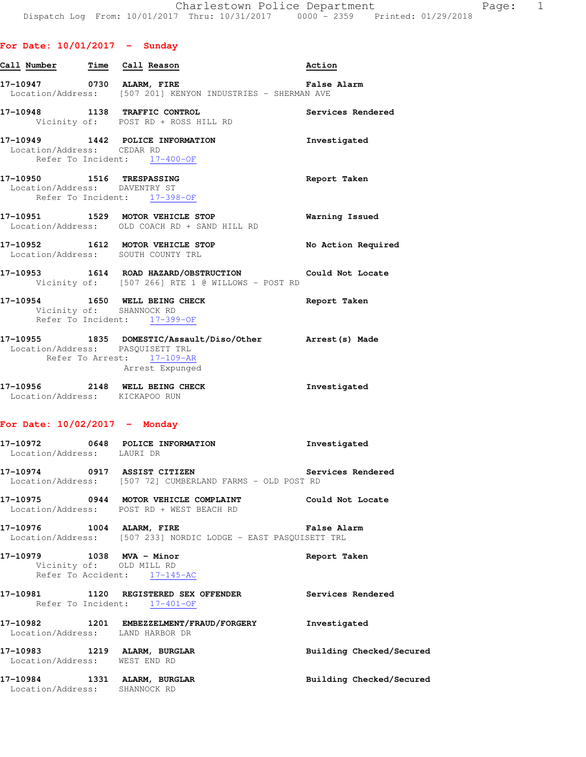Dispatch Log From: 10/01/2017 Thru: 10/31/2017 0000 - 2359 Printed: 01/29/2018

## For Date: 10/01/2017 - Sunday

| Call Number | Time | Call Reason | Action |
|---|---|---|---|

**17-10947** 0730 **ALARM, FIRE** — **False Alarm**
Location/Address: [507 201] KENYON INDUSTRIES - SHERMAN AVE

**17-10948** 1138 **TRAFFIC CONTROL** — **Services Rendered**
Vicinity of: POST RD + ROSS HILL RD

**17-10949** 1442 **POLICE INFORMATION** — **Investigated**
Location/Address: CEDAR RD
Refer To Incident: 17-400-OF

**17-10950** 1516 **TRESPASSING** — **Report Taken**
Location/Address: DAVENTRY ST
Refer To Incident: 17-398-OF

**17-10951** 1529 **MOTOR VEHICLE STOP** — **Warning Issued**
Location/Address: OLD COACH RD + SAND HILL RD

**17-10952** 1612 **MOTOR VEHICLE STOP** — **No Action Required**
Location/Address: SOUTH COUNTY TRL

**17-10953** 1614 **ROAD HAZARD/OBSTRUCTION** — **Could Not Locate**
Vicinity of: [507 266] RTE 1 @ WILLOWS - POST RD

**17-10954** 1650 **WELL BEING CHECK** — **Report Taken**
Vicinity of: SHANNOCK RD
Refer To Incident: 17-399-OF

**17-10955** 1835 **DOMESTIC/Assault/Diso/Other** — **Arrest(s) Made**
Location/Address: PASQUISETT TRL
Refer To Arrest: 17-109-AR
Arrest Expunged

**17-10956** 2148 **WELL BEING CHECK** — **Investigated**
Location/Address: KICKAPOO RUN

## For Date: 10/02/2017 - Monday

**17-10972** 0648 **POLICE INFORMATION** — **Investigated**
Location/Address: LAURI DR

**17-10974** 0917 **ASSIST CITIZEN** — **Services Rendered**
Location/Address: [507 72] CUMBERLAND FARMS - OLD POST RD

**17-10975** 0944 **MOTOR VEHICLE COMPLAINT** — **Could Not Locate**
Location/Address: POST RD + WEST BEACH RD

**17-10976** 1004 **ALARM, FIRE** — **False Alarm**
Location/Address: [507 233] NORDIC LODGE - EAST PASQUISETT TRL

**17-10979** 1038 **MVA - Minor** — **Report Taken**
Vicinity of: OLD MILL RD
Refer To Accident: 17-145-AC

**17-10981** 1120 **REGISTERED SEX OFFENDER** — **Services Rendered**
Refer To Incident: 17-401-OF

**17-10982** 1201 **EMBEZZELMENT/FRAUD/FORGERY** — **Investigated**
Location/Address: LAND HARBOR DR

**17-10983** 1219 **ALARM, BURGLAR** — **Building Checked/Secured**
Location/Address: WEST END RD

**17-10984** 1331 **ALARM, BURGLAR** — **Building Checked/Secured**
Location/Address: SHANNOCK RD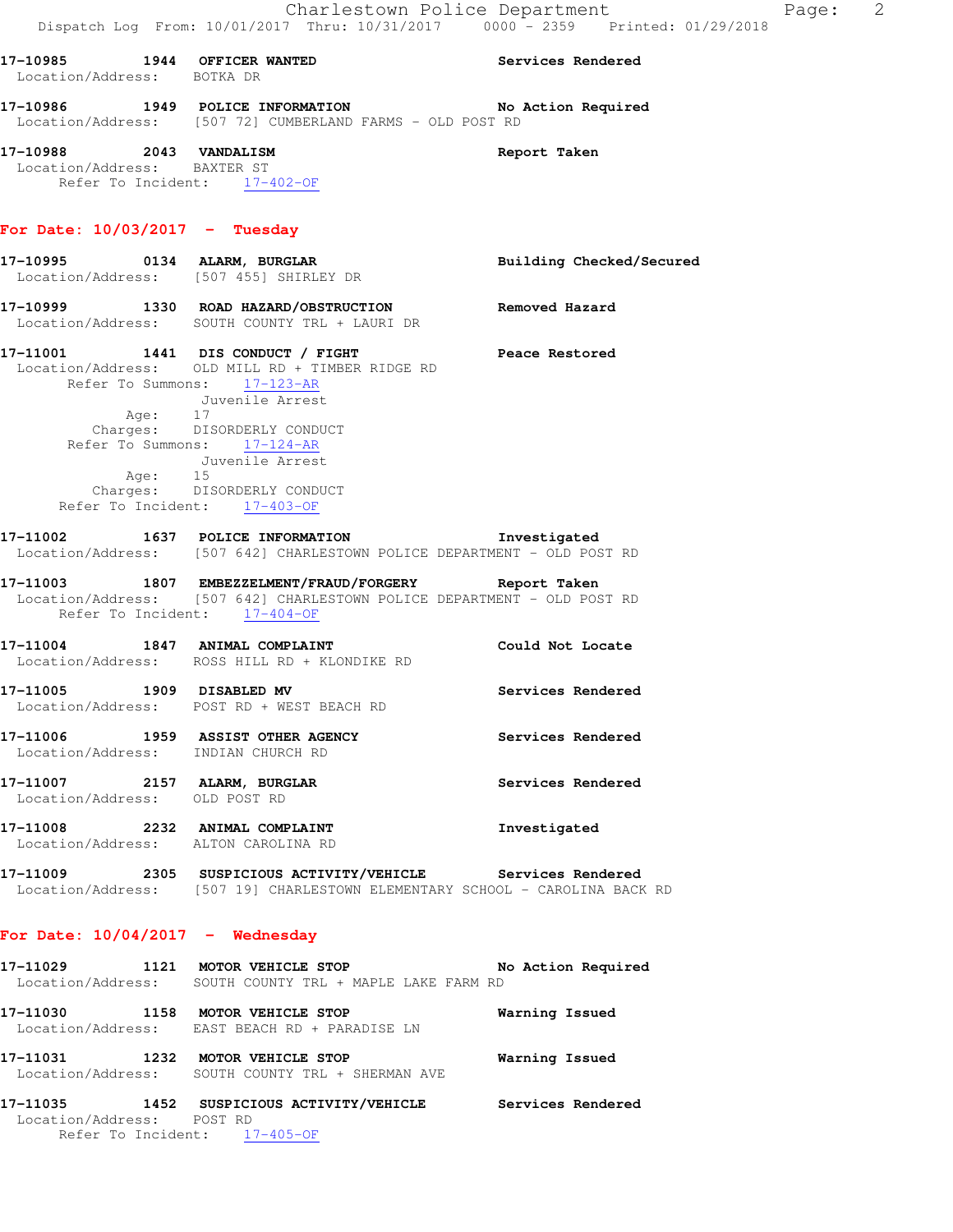17-10985 1944 **OFFICER WANTED** Services Rendered
Location/Address: BOTKA DR

17-10986 1949 **POLICE INFORMATION** No Action Required
Location/Address: [507 72] CUMBERLAND FARMS - OLD POST RD

17-10988 2043 **VANDALISM** Report Taken
Location/Address: BAXTER ST
Refer To Incident: 17-402-OF

## For Date: 10/03/2017 - Tuesday

17-10995 0134 **ALARM, BURGLAR** Building Checked/Secured
Location/Address: [507 455] SHIRLEY DR

17-10999 1330 **ROAD HAZARD/OBSTRUCTION** Removed Hazard
Location/Address: SOUTH COUNTY TRL + LAURI DR

17-11001 1441 **DIS CONDUCT / FIGHT** Peace Restored
Location/Address: OLD MILL RD + TIMBER RIDGE RD
Refer To Summons: 17-123-AR
Juvenile Arrest
Age: 17
Charges: DISORDERLY CONDUCT
Refer To Summons: 17-124-AR
Juvenile Arrest
Age: 15
Charges: DISORDERLY CONDUCT
Refer To Incident: 17-403-OF

17-11002 1637 **POLICE INFORMATION** Investigated
Location/Address: [507 642] CHARLESTOWN POLICE DEPARTMENT - OLD POST RD

17-11003 1807 **EMBEZZELMENT/FRAUD/FORGERY** Report Taken
Location/Address: [507 642] CHARLESTOWN POLICE DEPARTMENT - OLD POST RD
Refer To Incident: 17-404-OF

17-11004 1847 **ANIMAL COMPLAINT** Could Not Locate
Location/Address: ROSS HILL RD + KLONDIKE RD

17-11005 1909 **DISABLED MV** Services Rendered
Location/Address: POST RD + WEST BEACH RD

17-11006 1959 **ASSIST OTHER AGENCY** Services Rendered
Location/Address: INDIAN CHURCH RD

17-11007 2157 **ALARM, BURGLAR** Services Rendered
Location/Address: OLD POST RD

17-11008 2232 **ANIMAL COMPLAINT** Investigated
Location/Address: ALTON CAROLINA RD

17-11009 2305 **SUSPICIOUS ACTIVITY/VEHICLE** Services Rendered
Location/Address: [507 19] CHARLESTOWN ELEMENTARY SCHOOL - CAROLINA BACK RD

## For Date: 10/04/2017 - Wednesday

17-11029 1121 **MOTOR VEHICLE STOP** No Action Required
Location/Address: SOUTH COUNTY TRL + MAPLE LAKE FARM RD

17-11030 1158 **MOTOR VEHICLE STOP** Warning Issued
Location/Address: EAST BEACH RD + PARADISE LN

17-11031 1232 **MOTOR VEHICLE STOP** Warning Issued
Location/Address: SOUTH COUNTY TRL + SHERMAN AVE

17-11035 1452 **SUSPICIOUS ACTIVITY/VEHICLE** Services Rendered
Location/Address: POST RD
Refer To Incident: 17-405-OF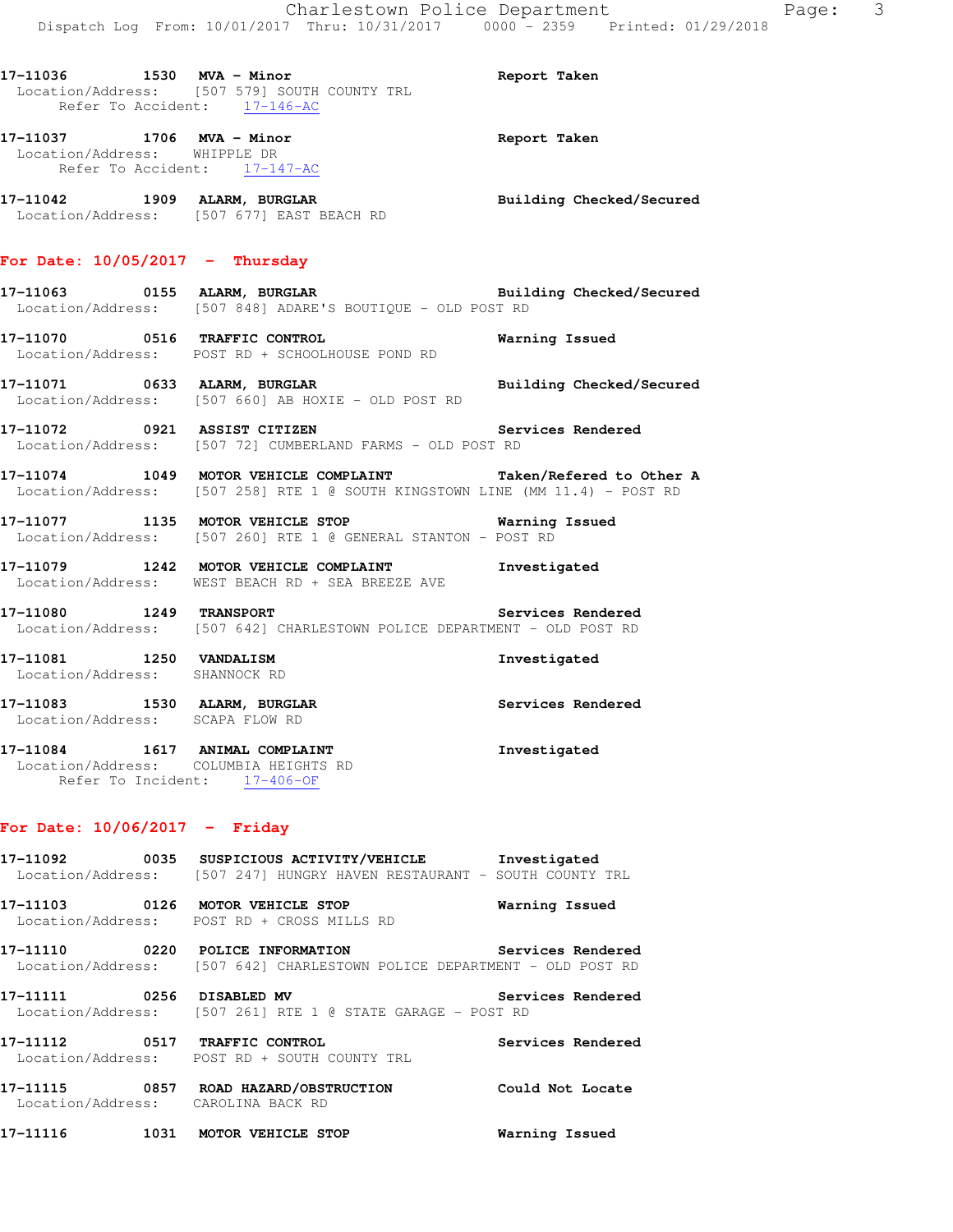**17-11036** 1530 **MVA - Minor** **Report Taken**
Location/Address: [507 579] SOUTH COUNTY TRL
Refer To Accident: 17-146-AC

**17-11037** 1706 **MVA - Minor** **Report Taken**
Location/Address: WHIPPLE DR
Refer To Accident: 17-147-AC

**17-11042** 1909 **ALARM, BURGLAR** **Building Checked/Secured**
Location/Address: [507 677] EAST BEACH RD

## For Date: 10/05/2017 - Thursday

**17-11063** 0155 **ALARM, BURGLAR** **Building Checked/Secured**
Location/Address: [507 848] ADARE'S BOUTIQUE - OLD POST RD

**17-11070** 0516 **TRAFFIC CONTROL** **Warning Issued**
Location/Address: POST RD + SCHOOLHOUSE POND RD

**17-11071** 0633 **ALARM, BURGLAR** **Building Checked/Secured**
Location/Address: [507 660] AB HOXIE - OLD POST RD

**17-11072** 0921 **ASSIST CITIZEN** **Services Rendered**
Location/Address: [507 72] CUMBERLAND FARMS - OLD POST RD

**17-11074** 1049 **MOTOR VEHICLE COMPLAINT** **Taken/Refered to Other A**
Location/Address: [507 258] RTE 1 @ SOUTH KINGSTOWN LINE (MM 11.4) - POST RD

**17-11077** 1135 **MOTOR VEHICLE STOP** **Warning Issued**
Location/Address: [507 260] RTE 1 @ GENERAL STANTON - POST RD

**17-11079** 1242 **MOTOR VEHICLE COMPLAINT** **Investigated**
Location/Address: WEST BEACH RD + SEA BREEZE AVE

**17-11080** 1249 **TRANSPORT** **Services Rendered**
Location/Address: [507 642] CHARLESTOWN POLICE DEPARTMENT - OLD POST RD

**17-11081** 1250 **VANDALISM** **Investigated**
Location/Address: SHANNOCK RD

**17-11083** 1530 **ALARM, BURGLAR** **Services Rendered**
Location/Address: SCAPA FLOW RD

**17-11084** 1617 **ANIMAL COMPLAINT** **Investigated**
Location/Address: COLUMBIA HEIGHTS RD
Refer To Incident: 17-406-OF

## For Date: 10/06/2017 - Friday

**17-11092** 0035 **SUSPICIOUS ACTIVITY/VEHICLE** **Investigated**
Location/Address: [507 247] HUNGRY HAVEN RESTAURANT - SOUTH COUNTY TRL

**17-11103** 0126 **MOTOR VEHICLE STOP** **Warning Issued**
Location/Address: POST RD + CROSS MILLS RD

**17-11110** 0220 **POLICE INFORMATION** **Services Rendered**
Location/Address: [507 642] CHARLESTOWN POLICE DEPARTMENT - OLD POST RD

**17-11111** 0256 **DISABLED MV** **Services Rendered**
Location/Address: [507 261] RTE 1 @ STATE GARAGE - POST RD

**17-11112** 0517 **TRAFFIC CONTROL** **Services Rendered**
Location/Address: POST RD + SOUTH COUNTY TRL

**17-11115** 0857 **ROAD HAZARD/OBSTRUCTION** **Could Not Locate**
Location/Address: CAROLINA BACK RD

**17-11116** 1031 **MOTOR VEHICLE STOP** **Warning Issued**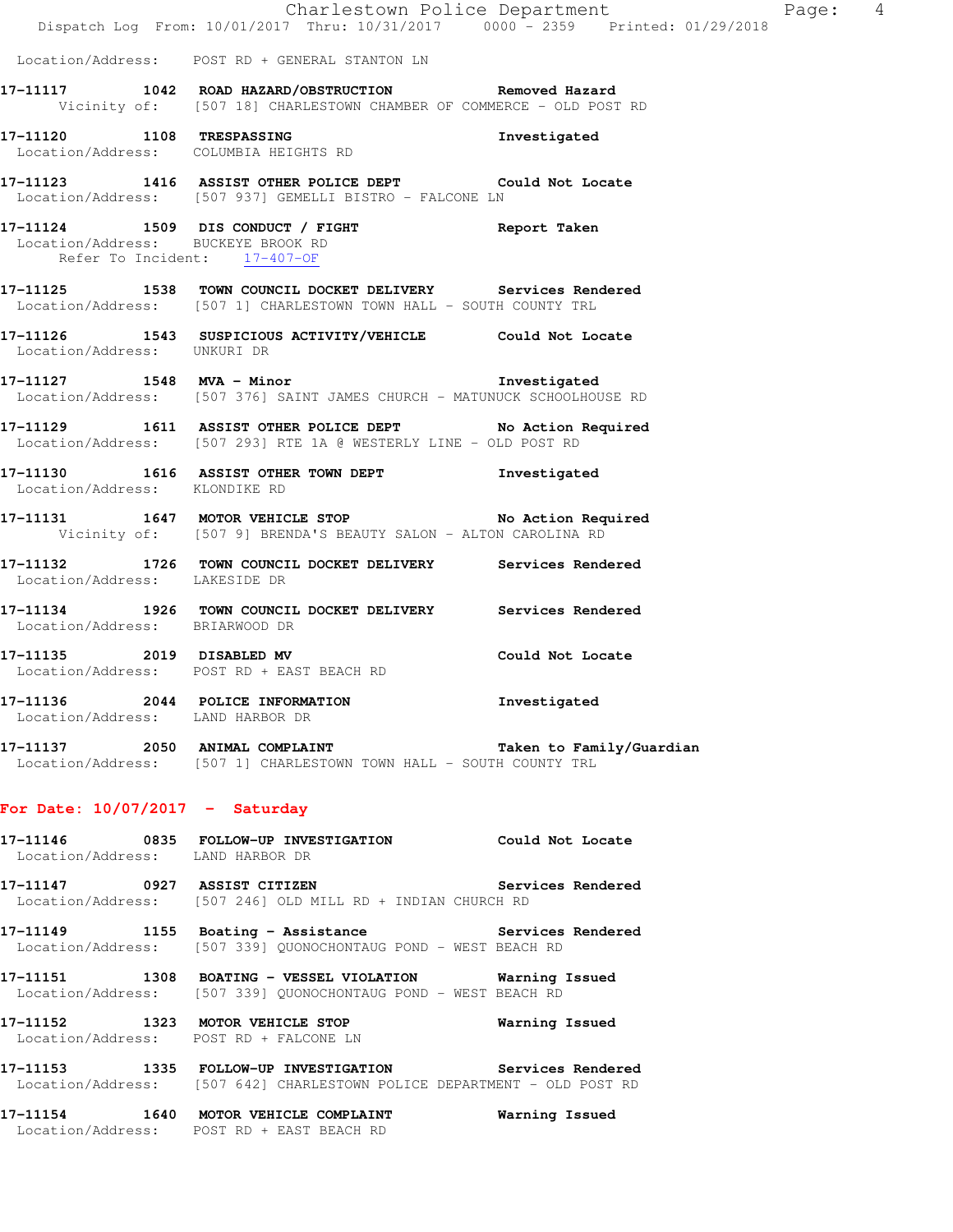Location/Address: POST RD + GENERAL STANTON LN

**17-11117 1042 ROAD HAZARD/OBSTRUCTION** Removed Hazard
Vicinity of: [507 18] CHARLESTOWN CHAMBER OF COMMERCE - OLD POST RD

**17-11120 1108 TRESPASSING** Investigated
Location/Address: COLUMBIA HEIGHTS RD

**17-11123 1416 ASSIST OTHER POLICE DEPT** Could Not Locate
Location/Address: [507 937] GEMELLI BISTRO - FALCONE LN

**17-11124 1509 DIS CONDUCT / FIGHT** Report Taken
Location/Address: BUCKEYE BROOK RD
Refer To Incident: 17-407-OF

**17-11125 1538 TOWN COUNCIL DOCKET DELIVERY** Services Rendered
Location/Address: [507 1] CHARLESTOWN TOWN HALL - SOUTH COUNTY TRL

**17-11126 1543 SUSPICIOUS ACTIVITY/VEHICLE** Could Not Locate
Location/Address: UNKURI DR

**17-11127 1548 MVA - Minor** Investigated
Location/Address: [507 376] SAINT JAMES CHURCH - MATUNUCK SCHOOLHOUSE RD

**17-11129 1611 ASSIST OTHER POLICE DEPT** No Action Required
Location/Address: [507 293] RTE 1A @ WESTERLY LINE - OLD POST RD

**17-11130 1616 ASSIST OTHER TOWN DEPT** Investigated
Location/Address: KLONDIKE RD

**17-11131 1647 MOTOR VEHICLE STOP** No Action Required
Vicinity of: [507 9] BRENDA'S BEAUTY SALON - ALTON CAROLINA RD

**17-11132 1726 TOWN COUNCIL DOCKET DELIVERY** Services Rendered
Location/Address: LAKESIDE DR

**17-11134 1926 TOWN COUNCIL DOCKET DELIVERY** Services Rendered
Location/Address: BRIARWOOD DR

**17-11135 2019 DISABLED MV** Could Not Locate
Location/Address: POST RD + EAST BEACH RD

**17-11136 2044 POLICE INFORMATION** Investigated
Location/Address: LAND HARBOR DR

**17-11137 2050 ANIMAL COMPLAINT** Taken to Family/Guardian
Location/Address: [507 1] CHARLESTOWN TOWN HALL - SOUTH COUNTY TRL

**For Date: 10/07/2017 - Saturday**

**17-11146 0835 FOLLOW-UP INVESTIGATION** Could Not Locate
Location/Address: LAND HARBOR DR

**17-11147 0927 ASSIST CITIZEN** Services Rendered
Location/Address: [507 246] OLD MILL RD + INDIAN CHURCH RD

**17-11149 1155 Boating - Assistance** Services Rendered
Location/Address: [507 339] QUONOCHONTAUG POND - WEST BEACH RD

**17-11151 1308 BOATING - VESSEL VIOLATION** Warning Issued
Location/Address: [507 339] QUONOCHONTAUG POND - WEST BEACH RD

**17-11152 1323 MOTOR VEHICLE STOP** Warning Issued
Location/Address: POST RD + FALCONE LN

**17-11153 1335 FOLLOW-UP INVESTIGATION** Services Rendered
Location/Address: [507 642] CHARLESTOWN POLICE DEPARTMENT - OLD POST RD

**17-11154 1640 MOTOR VEHICLE COMPLAINT** Warning Issued
Location/Address: POST RD + EAST BEACH RD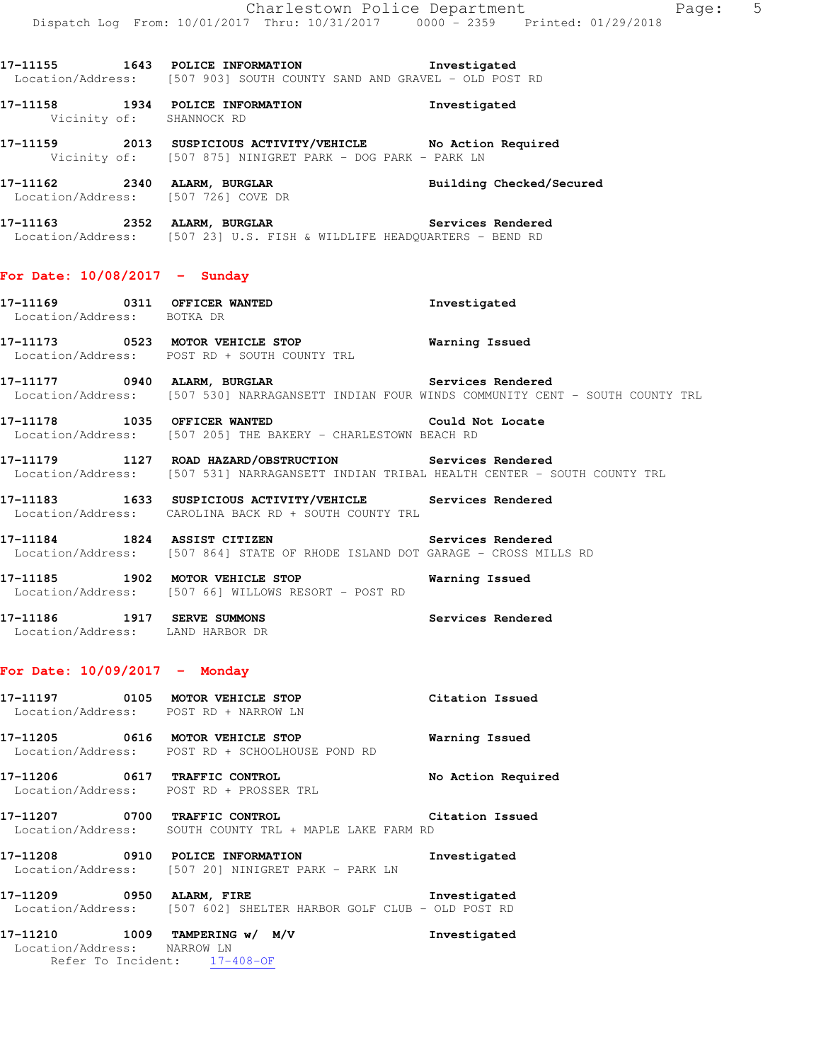**17-11155 1643 POLICE INFORMATION Investigated**
Location/Address: [507 903] SOUTH COUNTY SAND AND GRAVEL - OLD POST RD

**17-11158 1934 POLICE INFORMATION Investigated**
Vicinity of: SHANNOCK RD

**17-11159 2013 SUSPICIOUS ACTIVITY/VEHICLE No Action Required**
Vicinity of: [507 875] NINIGRET PARK - DOG PARK - PARK LN

**17-11162 2340 ALARM, BURGLAR Building Checked/Secured**
Location/Address: [507 726] COVE DR

**17-11163 2352 ALARM, BURGLAR Services Rendered**
Location/Address: [507 23] U.S. FISH & WILDLIFE HEADQUARTERS - BEND RD

## For Date: 10/08/2017 - Sunday

**17-11169 0311 OFFICER WANTED Investigated**
Location/Address: BOTKA DR

**17-11173 0523 MOTOR VEHICLE STOP Warning Issued**
Location/Address: POST RD + SOUTH COUNTY TRL

**17-11177 0940 ALARM, BURGLAR Services Rendered**
Location/Address: [507 530] NARRAGANSETT INDIAN FOUR WINDS COMMUNITY CENT - SOUTH COUNTY TRL

**17-11178 1035 OFFICER WANTED Could Not Locate**
Location/Address: [507 205] THE BAKERY - CHARLESTOWN BEACH RD

**17-11179 1127 ROAD HAZARD/OBSTRUCTION Services Rendered**
Location/Address: [507 531] NARRAGANSETT INDIAN TRIBAL HEALTH CENTER - SOUTH COUNTY TRL

**17-11183 1633 SUSPICIOUS ACTIVITY/VEHICLE Services Rendered**
Location/Address: CAROLINA BACK RD + SOUTH COUNTY TRL

**17-11184 1824 ASSIST CITIZEN Services Rendered**
Location/Address: [507 864] STATE OF RHODE ISLAND DOT GARAGE - CROSS MILLS RD

**17-11185 1902 MOTOR VEHICLE STOP Warning Issued**
Location/Address: [507 66] WILLOWS RESORT - POST RD

**17-11186 1917 SERVE SUMMONS Services Rendered**
Location/Address: LAND HARBOR DR

## For Date: 10/09/2017 - Monday

**17-11197 0105 MOTOR VEHICLE STOP Citation Issued**
Location/Address: POST RD + NARROW LN

**17-11205 0616 MOTOR VEHICLE STOP Warning Issued**
Location/Address: POST RD + SCHOOLHOUSE POND RD

**17-11206 0617 TRAFFIC CONTROL No Action Required**
Location/Address: POST RD + PROSSER TRL

**17-11207 0700 TRAFFIC CONTROL Citation Issued**
Location/Address: SOUTH COUNTY TRL + MAPLE LAKE FARM RD

**17-11208 0910 POLICE INFORMATION Investigated**
Location/Address: [507 20] NINIGRET PARK - PARK LN

**17-11209 0950 ALARM, FIRE Investigated**
Location/Address: [507 602] SHELTER HARBOR GOLF CLUB - OLD POST RD

**17-11210 1009 TAMPERING w/ M/V Investigated**
Location/Address: NARROW LN
Refer To Incident: 17-408-OF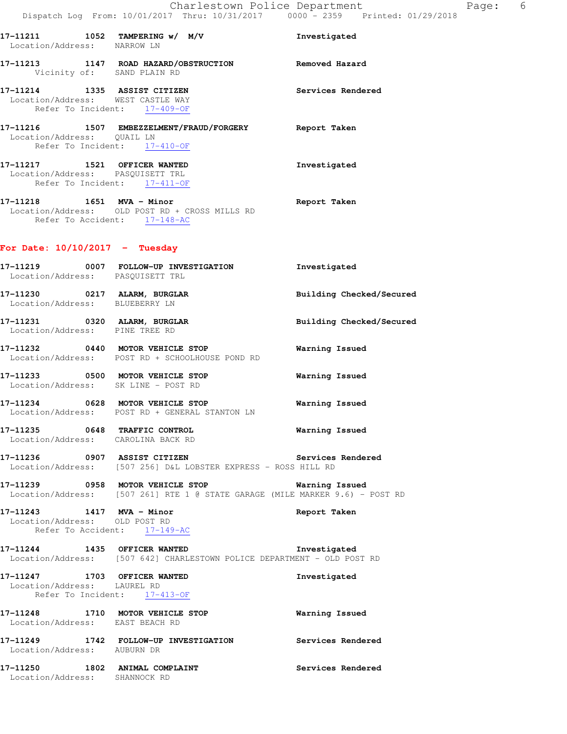**17-11211** 1052 **TAMPERING w/ M/V** Investigated
Location/Address: NARROW LN

**17-11213** 1147 **ROAD HAZARD/OBSTRUCTION** Removed Hazard
Vicinity of: SAND PLAIN RD

**17-11214** 1335 **ASSIST CITIZEN** Services Rendered
Location/Address: WEST CASTLE WAY
Refer To Incident: 17-409-OF

**17-11216** 1507 **EMBEZZELMENT/FRAUD/FORGERY** Report Taken
Location/Address: QUAIL LN
Refer To Incident: 17-410-OF

**17-11217** 1521 **OFFICER WANTED** Investigated
Location/Address: PASQUISETT TRL
Refer To Incident: 17-411-OF

**17-11218** 1651 **MVA - Minor** Report Taken
Location/Address: OLD POST RD + CROSS MILLS RD
Refer To Accident: 17-148-AC

## For Date: 10/10/2017 - Tuesday

**17-11219** 0007 **FOLLOW-UP INVESTIGATION** Investigated
Location/Address: PASQUISETT TRL

**17-11230** 0217 **ALARM, BURGLAR** Building Checked/Secured
Location/Address: BLUEBERRY LN

**17-11231** 0320 **ALARM, BURGLAR** Building Checked/Secured
Location/Address: PINE TREE RD

**17-11232** 0440 **MOTOR VEHICLE STOP** Warning Issued
Location/Address: POST RD + SCHOOLHOUSE POND RD

**17-11233** 0500 **MOTOR VEHICLE STOP** Warning Issued
Location/Address: SK LINE - POST RD

**17-11234** 0628 **MOTOR VEHICLE STOP** Warning Issued
Location/Address: POST RD + GENERAL STANTON LN

**17-11235** 0648 **TRAFFIC CONTROL** Warning Issued
Location/Address: CAROLINA BACK RD

**17-11236** 0907 **ASSIST CITIZEN** Services Rendered
Location/Address: [507 256] D&L LOBSTER EXPRESS - ROSS HILL RD

**17-11239** 0958 **MOTOR VEHICLE STOP** Warning Issued
Location/Address: [507 261] RTE 1 @ STATE GARAGE (MILE MARKER 9.6) - POST RD

**17-11243** 1417 **MVA - Minor** Report Taken
Location/Address: OLD POST RD
Refer To Accident: 17-149-AC

**17-11244** 1435 **OFFICER WANTED** Investigated
Location/Address: [507 642] CHARLESTOWN POLICE DEPARTMENT - OLD POST RD

**17-11247** 1703 **OFFICER WANTED** Investigated
Location/Address: LAUREL RD
Refer To Incident: 17-413-OF

**17-11248** 1710 **MOTOR VEHICLE STOP** Warning Issued
Location/Address: EAST BEACH RD

**17-11249** 1742 **FOLLOW-UP INVESTIGATION** Services Rendered
Location/Address: AUBURN DR

**17-11250** 1802 **ANIMAL COMPLAINT** Services Rendered
Location/Address: SHANNOCK RD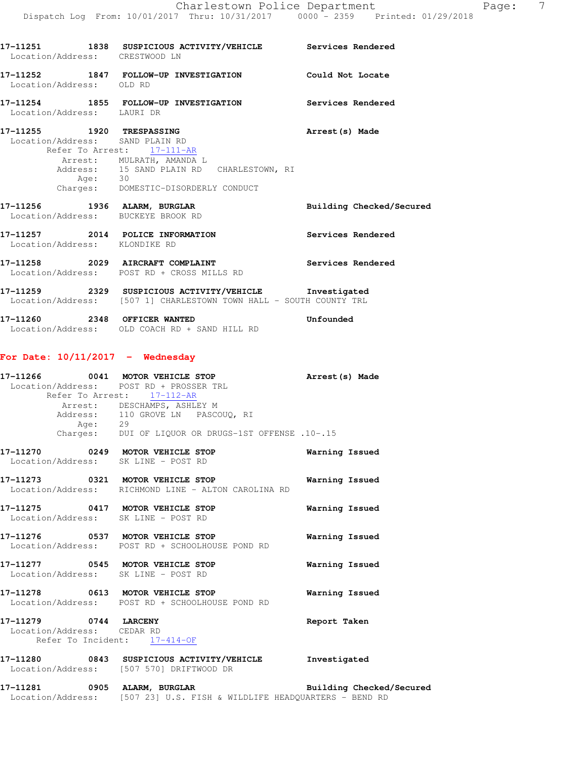**17-11251** 1838 **SUSPICIOUS ACTIVITY/VEHICLE** Services Rendered
Location/Address: CRESTWOOD LN

**17-11252** 1847 **FOLLOW-UP INVESTIGATION** Could Not Locate
Location/Address: OLD RD

**17-11254** 1855 **FOLLOW-UP INVESTIGATION** Services Rendered
Location/Address: LAURI DR

**17-11255** 1920 **TRESPASSING** Arrest(s) Made
Location/Address: SAND PLAIN RD
Refer To Arrest: 17-111-AR
Arrest: MULRATH, AMANDA L
Address: 15 SAND PLAIN RD CHARLESTOWN, RI
Age: 30
Charges: DOMESTIC-DISORDERLY CONDUCT

**17-11256** 1936 **ALARM, BURGLAR** Building Checked/Secured
Location/Address: BUCKEYE BROOK RD

**17-11257** 2014 **POLICE INFORMATION** Services Rendered
Location/Address: KLONDIKE RD

**17-11258** 2029 **AIRCRAFT COMPLAINT** Services Rendered
Location/Address: POST RD + CROSS MILLS RD

**17-11259** 2329 **SUSPICIOUS ACTIVITY/VEHICLE** Investigated
Location/Address: [507 1] CHARLESTOWN TOWN HALL - SOUTH COUNTY TRL

**17-11260** 2348 **OFFICER WANTED** Unfounded
Location/Address: OLD COACH RD + SAND HILL RD

## For Date: 10/11/2017 - Wednesday

**17-11266** 0041 **MOTOR VEHICLE STOP** Arrest(s) Made
Location/Address: POST RD + PROSSER TRL
Refer To Arrest: 17-112-AR
Arrest: DESCHAMPS, ASHLEY M
Address: 110 GROVE LN PASCOUQ, RI
Age: 29
Charges: DUI OF LIQUOR OR DRUGS-1ST OFFENSE .10-.15

**17-11270** 0249 **MOTOR VEHICLE STOP** Warning Issued
Location/Address: SK LINE - POST RD

**17-11273** 0321 **MOTOR VEHICLE STOP** Warning Issued
Location/Address: RICHMOND LINE - ALTON CAROLINA RD

**17-11275** 0417 **MOTOR VEHICLE STOP** Warning Issued
Location/Address: SK LINE - POST RD

**17-11276** 0537 **MOTOR VEHICLE STOP** Warning Issued
Location/Address: POST RD + SCHOOLHOUSE POND RD

**17-11277** 0545 **MOTOR VEHICLE STOP** Warning Issued
Location/Address: SK LINE - POST RD

**17-11278** 0613 **MOTOR VEHICLE STOP** Warning Issued
Location/Address: POST RD + SCHOOLHOUSE POND RD

**17-11279** 0744 **LARCENY** Report Taken
Location/Address: CEDAR RD
Refer To Incident: 17-414-OF

**17-11280** 0843 **SUSPICIOUS ACTIVITY/VEHICLE** Investigated
Location/Address: [507 570] DRIFTWOOD DR

**17-11281** 0905 **ALARM, BURGLAR** Building Checked/Secured
Location/Address: [507 23] U.S. FISH & WILDLIFE HEADQUARTERS - BEND RD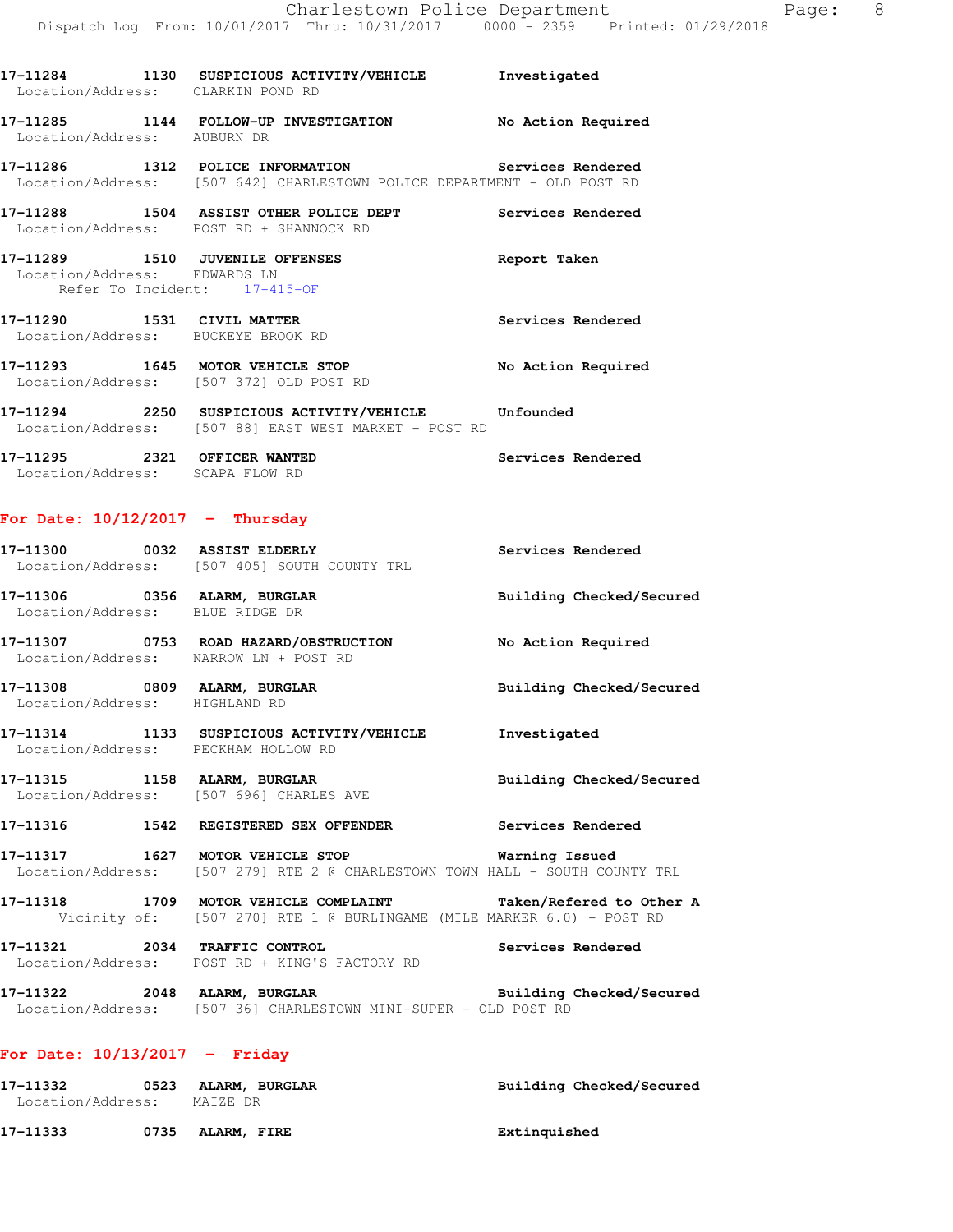17-11284 1130 SUSPICIOUS ACTIVITY/VEHICLE Investigated
Location/Address: CLARKIN POND RD

17-11285 1144 FOLLOW-UP INVESTIGATION No Action Required
Location/Address: AUBURN DR

17-11286 1312 POLICE INFORMATION Services Rendered
Location/Address: [507 642] CHARLESTOWN POLICE DEPARTMENT - OLD POST RD

17-11288 1504 ASSIST OTHER POLICE DEPT Services Rendered
Location/Address: POST RD + SHANNOCK RD

17-11289 1510 JUVENILE OFFENSES Report Taken
Location/Address: EDWARDS LN
Refer To Incident: 17-415-OF

17-11290 1531 CIVIL MATTER Services Rendered
Location/Address: BUCKEYE BROOK RD

17-11293 1645 MOTOR VEHICLE STOP No Action Required
Location/Address: [507 372] OLD POST RD

17-11294 2250 SUSPICIOUS ACTIVITY/VEHICLE Unfounded
Location/Address: [507 88] EAST WEST MARKET - POST RD

17-11295 2321 OFFICER WANTED Services Rendered
Location/Address: SCAPA FLOW RD

## For Date: 10/12/2017 - Thursday

17-11300 0032 ASSIST ELDERLY Services Rendered
Location/Address: [507 405] SOUTH COUNTY TRL

17-11306 0356 ALARM, BURGLAR Building Checked/Secured
Location/Address: BLUE RIDGE DR

17-11307 0753 ROAD HAZARD/OBSTRUCTION No Action Required
Location/Address: NARROW LN + POST RD

17-11308 0809 ALARM, BURGLAR Building Checked/Secured
Location/Address: HIGHLAND RD

17-11314 1133 SUSPICIOUS ACTIVITY/VEHICLE Investigated
Location/Address: PECKHAM HOLLOW RD

17-11315 1158 ALARM, BURGLAR Building Checked/Secured
Location/Address: [507 696] CHARLES AVE

17-11316 1542 REGISTERED SEX OFFENDER Services Rendered

17-11317 1627 MOTOR VEHICLE STOP Warning Issued
Location/Address: [507 279] RTE 2 @ CHARLESTOWN TOWN HALL - SOUTH COUNTY TRL

17-11318 1709 MOTOR VEHICLE COMPLAINT Taken/Refered to Other A
Vicinity of: [507 270] RTE 1 @ BURLINGAME (MILE MARKER 6.0) - POST RD

17-11321 2034 TRAFFIC CONTROL Services Rendered
Location/Address: POST RD + KING'S FACTORY RD

17-11322 2048 ALARM, BURGLAR Building Checked/Secured
Location/Address: [507 36] CHARLESTOWN MINI-SUPER - OLD POST RD

## For Date: 10/13/2017 - Friday

17-11332 0523 ALARM, BURGLAR Building Checked/Secured
Location/Address: MAIZE DR

17-11333 0735 ALARM, FIRE Extinquished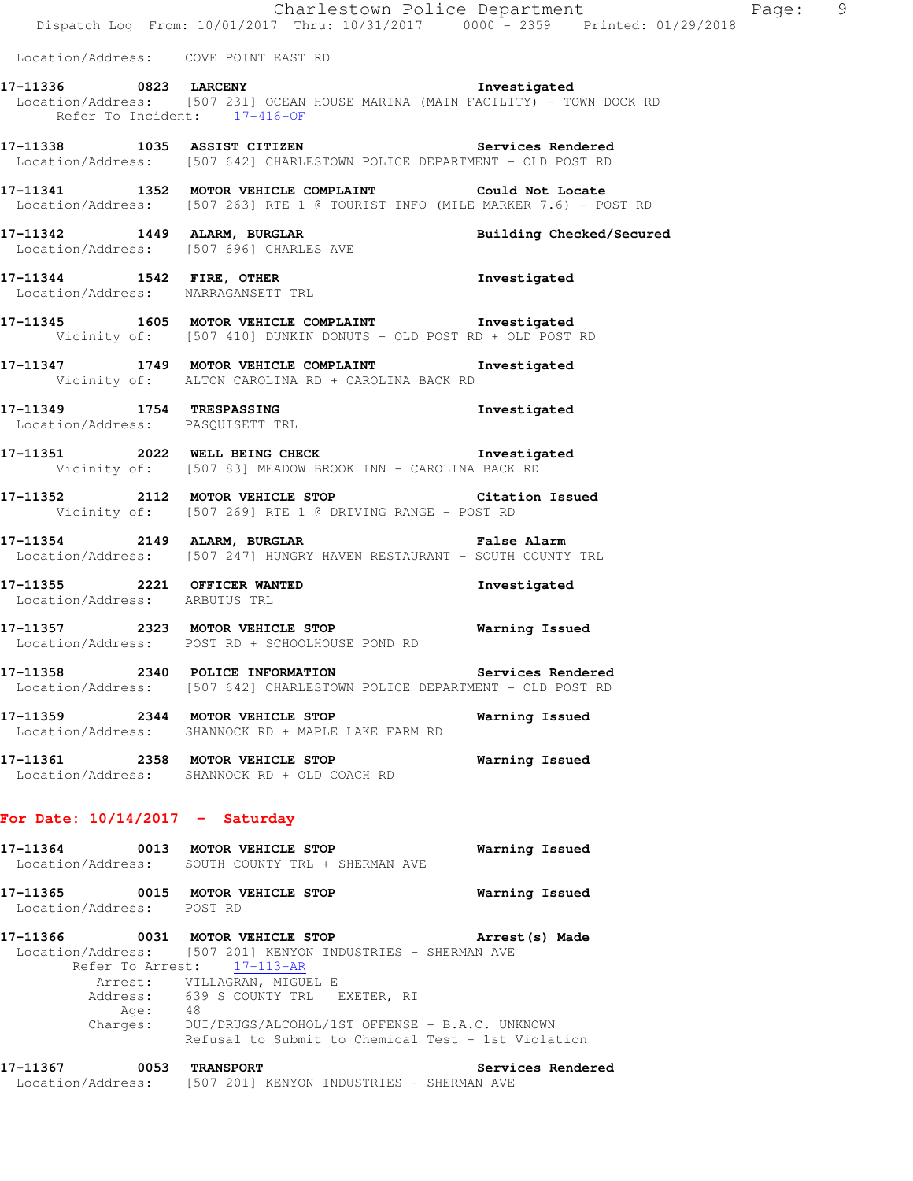Location/Address: COVE POINT EAST RD

**17-11336 0823 LARCENY** Investigated
Location/Address: [507 231] OCEAN HOUSE MARINA (MAIN FACILITY) - TOWN DOCK RD
Refer To Incident: 17-416-OF

**17-11338 1035 ASSIST CITIZEN** Services Rendered
Location/Address: [507 642] CHARLESTOWN POLICE DEPARTMENT - OLD POST RD

**17-11341 1352 MOTOR VEHICLE COMPLAINT** Could Not Locate
Location/Address: [507 263] RTE 1 @ TOURIST INFO (MILE MARKER 7.6) - POST RD

**17-11342 1449 ALARM, BURGLAR** Building Checked/Secured
Location/Address: [507 696] CHARLES AVE

**17-11344 1542 FIRE, OTHER** Investigated
Location/Address: NARRAGANSETT TRL

**17-11345 1605 MOTOR VEHICLE COMPLAINT** Investigated
Vicinity of: [507 410] DUNKIN DONUTS - OLD POST RD + OLD POST RD

**17-11347 1749 MOTOR VEHICLE COMPLAINT** Investigated
Vicinity of: ALTON CAROLINA RD + CAROLINA BACK RD

**17-11349 1754 TRESPASSING** Investigated
Location/Address: PASQUISETT TRL

**17-11351 2022 WELL BEING CHECK** Investigated
Vicinity of: [507 83] MEADOW BROOK INN - CAROLINA BACK RD

**17-11352 2112 MOTOR VEHICLE STOP** Citation Issued
Vicinity of: [507 269] RTE 1 @ DRIVING RANGE - POST RD

**17-11354 2149 ALARM, BURGLAR** False Alarm
Location/Address: [507 247] HUNGRY HAVEN RESTAURANT - SOUTH COUNTY TRL

**17-11355 2221 OFFICER WANTED** Investigated
Location/Address: ARBUTUS TRL

**17-11357 2323 MOTOR VEHICLE STOP** Warning Issued
Location/Address: POST RD + SCHOOLHOUSE POND RD

**17-11358 2340 POLICE INFORMATION** Services Rendered
Location/Address: [507 642] CHARLESTOWN POLICE DEPARTMENT - OLD POST RD

**17-11359 2344 MOTOR VEHICLE STOP** Warning Issued
Location/Address: SHANNOCK RD + MAPLE LAKE FARM RD

**17-11361 2358 MOTOR VEHICLE STOP** Warning Issued
Location/Address: SHANNOCK RD + OLD COACH RD

## For Date: 10/14/2017 - Saturday

**17-11364 0013 MOTOR VEHICLE STOP** Warning Issued
Location/Address: SOUTH COUNTY TRL + SHERMAN AVE

**17-11365 0015 MOTOR VEHICLE STOP** Warning Issued
Location/Address: POST RD

**17-11366 0031 MOTOR VEHICLE STOP** Arrest(s) Made
Location/Address: [507 201] KENYON INDUSTRIES - SHERMAN AVE
Refer To Arrest: 17-113-AR
Arrest: VILLAGRAN, MIGUEL E
Address: 639 S COUNTY TRL EXETER, RI
Age: 48
Charges: DUI/DRUGS/ALCOHOL/1ST OFFENSE - B.A.C. UNKNOWN
Refusal to Submit to Chemical Test - 1st Violation

**17-11367 0053 TRANSPORT** Services Rendered
Location/Address: [507 201] KENYON INDUSTRIES - SHERMAN AVE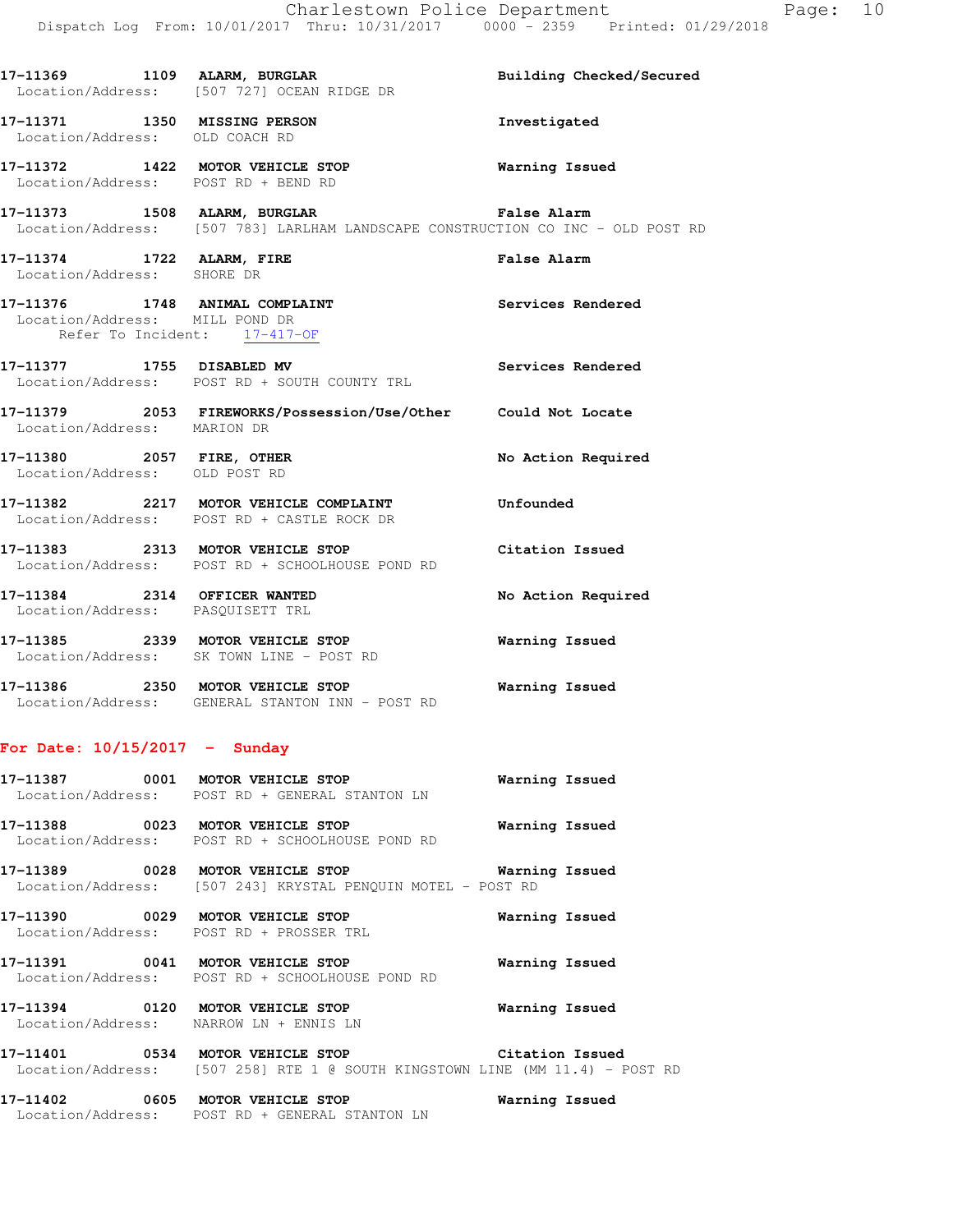17-11369 1109 **ALARM, BURGLAR** Building Checked/Secured
Location/Address: [507 727] OCEAN RIDGE DR

17-11371 1350 **MISSING PERSON** Investigated
Location/Address: OLD COACH RD

17-11372 1422 **MOTOR VEHICLE STOP** Warning Issued
Location/Address: POST RD + BEND RD

17-11373 1508 **ALARM, BURGLAR** False Alarm
Location/Address: [507 783] LARLHAM LANDSCAPE CONSTRUCTION CO INC - OLD POST RD

17-11374 1722 **ALARM, FIRE** False Alarm
Location/Address: SHORE DR

17-11376 1748 **ANIMAL COMPLAINT** Services Rendered
Location/Address: MILL POND DR
Refer To Incident: 17-417-OF

17-11377 1755 **DISABLED MV** Services Rendered
Location/Address: POST RD + SOUTH COUNTY TRL

17-11379 2053 **FIREWORKS/Possession/Use/Other** Could Not Locate
Location/Address: MARION DR

17-11380 2057 **FIRE, OTHER** No Action Required
Location/Address: OLD POST RD

17-11382 2217 **MOTOR VEHICLE COMPLAINT** Unfounded
Location/Address: POST RD + CASTLE ROCK DR

17-11383 2313 **MOTOR VEHICLE STOP** Citation Issued
Location/Address: POST RD + SCHOOLHOUSE POND RD

17-11384 2314 **OFFICER WANTED** No Action Required
Location/Address: PASQUISETT TRL

17-11385 2339 **MOTOR VEHICLE STOP** Warning Issued
Location/Address: SK TOWN LINE - POST RD

17-11386 2350 **MOTOR VEHICLE STOP** Warning Issued
Location/Address: GENERAL STANTON INN - POST RD

## For Date: 10/15/2017 - Sunday

17-11387 0001 **MOTOR VEHICLE STOP** Warning Issued
Location/Address: POST RD + GENERAL STANTON LN

17-11388 0023 **MOTOR VEHICLE STOP** Warning Issued
Location/Address: POST RD + SCHOOLHOUSE POND RD

17-11389 0028 **MOTOR VEHICLE STOP** Warning Issued
Location/Address: [507 243] KRYSTAL PENQUIN MOTEL - POST RD

17-11390 0029 **MOTOR VEHICLE STOP** Warning Issued
Location/Address: POST RD + PROSSER TRL

17-11391 0041 **MOTOR VEHICLE STOP** Warning Issued
Location/Address: POST RD + SCHOOLHOUSE POND RD

17-11394 0120 **MOTOR VEHICLE STOP** Warning Issued
Location/Address: NARROW LN + ENNIS LN

17-11401 0534 **MOTOR VEHICLE STOP** Citation Issued
Location/Address: [507 258] RTE 1 @ SOUTH KINGSTOWN LINE (MM 11.4) - POST RD

17-11402 0605 **MOTOR VEHICLE STOP** Warning Issued
Location/Address: POST RD + GENERAL STANTON LN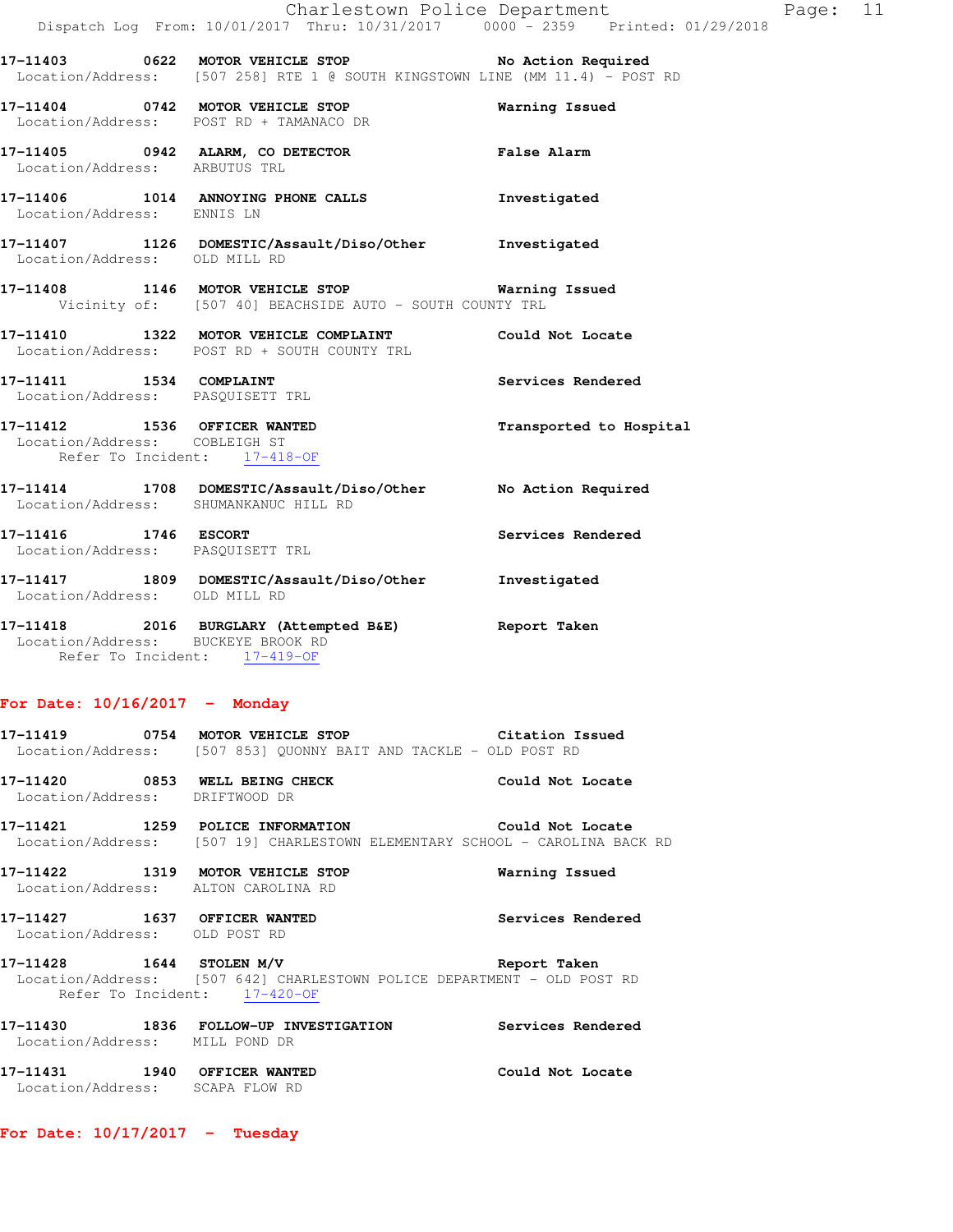**17-11403 0622 MOTOR VEHICLE STOP** — No Action Required
Location/Address: [507 258] RTE 1 @ SOUTH KINGSTOWN LINE (MM 11.4) - POST RD

**17-11404 0742 MOTOR VEHICLE STOP** — Warning Issued
Location/Address: POST RD + TAMANACO DR

**17-11405 0942 ALARM, CO DETECTOR** — False Alarm
Location/Address: ARBUTUS TRL

**17-11406 1014 ANNOYING PHONE CALLS** — Investigated
Location/Address: ENNIS LN

**17-11407 1126 DOMESTIC/Assault/Diso/Other** — Investigated
Location/Address: OLD MILL RD

**17-11408 1146 MOTOR VEHICLE STOP** — Warning Issued
Vicinity of: [507 40] BEACHSIDE AUTO - SOUTH COUNTY TRL

**17-11410 1322 MOTOR VEHICLE COMPLAINT** — Could Not Locate
Location/Address: POST RD + SOUTH COUNTY TRL

**17-11411 1534 COMPLAINT** — Services Rendered
Location/Address: PASQUISETT TRL

**17-11412 1536 OFFICER WANTED** — Transported to Hospital
Location/Address: COBLEIGH ST
Refer To Incident: 17-418-OF

**17-11414 1708 DOMESTIC/Assault/Diso/Other** — No Action Required
Location/Address: SHUMANKANUC HILL RD

**17-11416 1746 ESCORT** — Services Rendered
Location/Address: PASQUISETT TRL

**17-11417 1809 DOMESTIC/Assault/Diso/Other** — Investigated
Location/Address: OLD MILL RD

**17-11418 2016 BURGLARY (Attempted B&E)** — Report Taken
Location/Address: BUCKEYE BROOK RD
Refer To Incident: 17-419-OF

## For Date: 10/16/2017 - Monday

**17-11419 0754 MOTOR VEHICLE STOP** — Citation Issued
Location/Address: [507 853] QUONNY BAIT AND TACKLE - OLD POST RD

**17-11420 0853 WELL BEING CHECK** — Could Not Locate
Location/Address: DRIFTWOOD DR

**17-11421 1259 POLICE INFORMATION** — Could Not Locate
Location/Address: [507 19] CHARLESTOWN ELEMENTARY SCHOOL - CAROLINA BACK RD

**17-11422 1319 MOTOR VEHICLE STOP** — Warning Issued
Location/Address: ALTON CAROLINA RD

**17-11427 1637 OFFICER WANTED** — Services Rendered
Location/Address: OLD POST RD

**17-11428 1644 STOLEN M/V** — Report Taken
Location/Address: [507 642] CHARLESTOWN POLICE DEPARTMENT - OLD POST RD
Refer To Incident: 17-420-OF

**17-11430 1836 FOLLOW-UP INVESTIGATION** — Services Rendered
Location/Address: MILL POND DR

**17-11431 1940 OFFICER WANTED** — Could Not Locate
Location/Address: SCAPA FLOW RD

## For Date: 10/17/2017 - Tuesday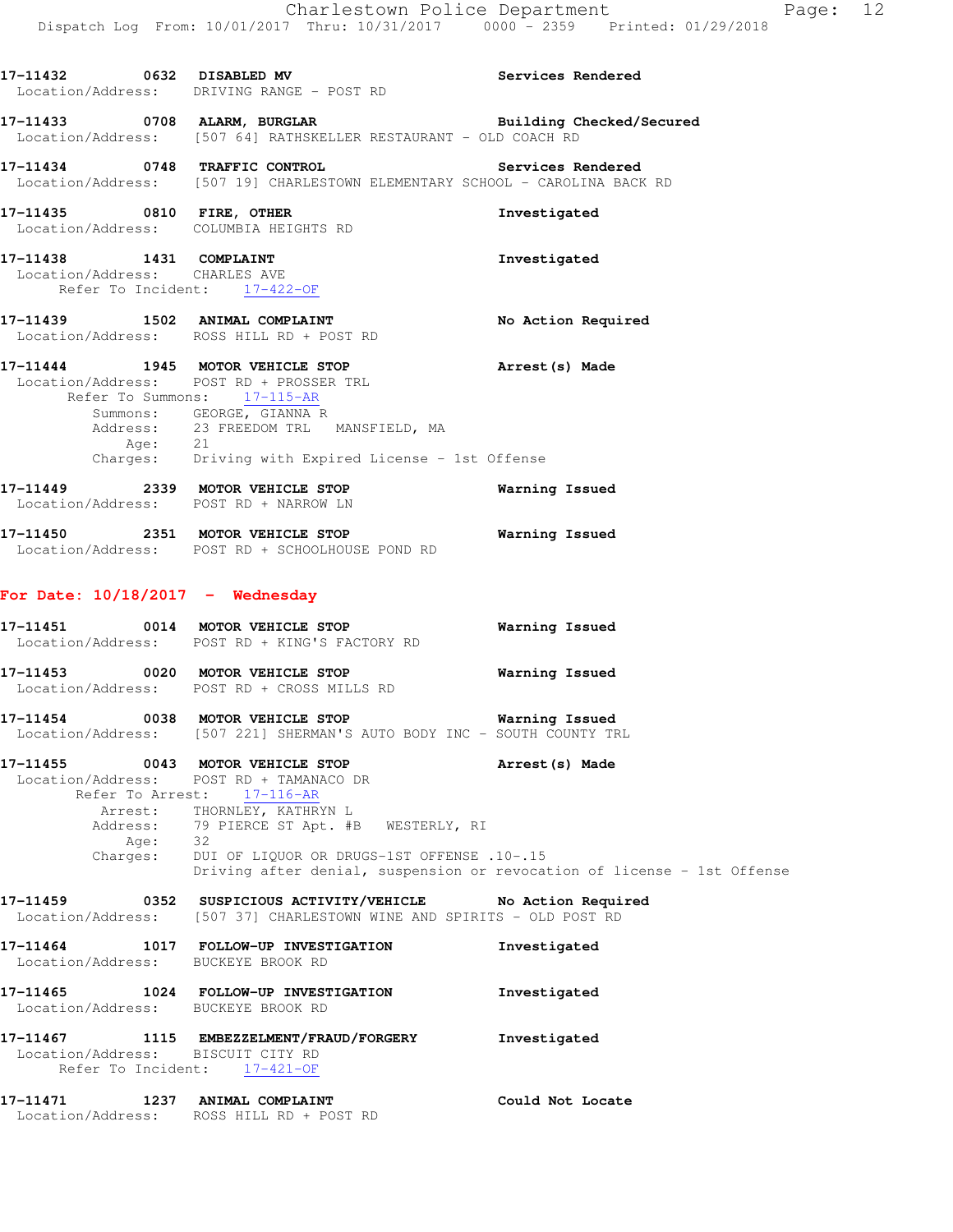**17-11432 0632 DISABLED MV** — **Services Rendered**
Location/Address: DRIVING RANGE - POST RD

**17-11433 0708 ALARM, BURGLAR** — **Building Checked/Secured**
Location/Address: [507 64] RATHSKELLER RESTAURANT - OLD COACH RD

**17-11434 0748 TRAFFIC CONTROL** — **Services Rendered**
Location/Address: [507 19] CHARLESTOWN ELEMENTARY SCHOOL - CAROLINA BACK RD

**17-11435 0810 FIRE, OTHER** — **Investigated**
Location/Address: COLUMBIA HEIGHTS RD

**17-11438 1431 COMPLAINT** — **Investigated**
Location/Address: CHARLES AVE
Refer To Incident: 17-422-OF

**17-11439 1502 ANIMAL COMPLAINT** — **No Action Required**
Location/Address: ROSS HILL RD + POST RD

**17-11444 1945 MOTOR VEHICLE STOP** — **Arrest(s) Made**
Location/Address: POST RD + PROSSER TRL
Refer To Summons: 17-115-AR
Summons: GEORGE, GIANNA R
Address: 23 FREEDOM TRL MANSFIELD, MA
Age: 21
Charges: Driving with Expired License - 1st Offense

**17-11449 2339 MOTOR VEHICLE STOP** — **Warning Issued**
Location/Address: POST RD + NARROW LN

**17-11450 2351 MOTOR VEHICLE STOP** — **Warning Issued**
Location/Address: POST RD + SCHOOLHOUSE POND RD

## For Date: 10/18/2017 - Wednesday

**17-11451 0014 MOTOR VEHICLE STOP** — **Warning Issued**
Location/Address: POST RD + KING'S FACTORY RD

**17-11453 0020 MOTOR VEHICLE STOP** — **Warning Issued**
Location/Address: POST RD + CROSS MILLS RD

**17-11454 0038 MOTOR VEHICLE STOP** — **Warning Issued**
Location/Address: [507 221] SHERMAN'S AUTO BODY INC - SOUTH COUNTY TRL

**17-11455 0043 MOTOR VEHICLE STOP** — **Arrest(s) Made**
Location/Address: POST RD + TAMANACO DR
Refer To Arrest: 17-116-AR
Arrest: THORNLEY, KATHRYN L
Address: 79 PIERCE ST Apt. #B WESTERLY, RI
Age: 32
Charges: DUI OF LIQUOR OR DRUGS-1ST OFFENSE .10-.15
Driving after denial, suspension or revocation of license - 1st Offense

**17-11459 0352 SUSPICIOUS ACTIVITY/VEHICLE** — **No Action Required**
Location/Address: [507 37] CHARLESTOWN WINE AND SPIRITS - OLD POST RD

**17-11464 1017 FOLLOW-UP INVESTIGATION** — **Investigated**
Location/Address: BUCKEYE BROOK RD

**17-11465 1024 FOLLOW-UP INVESTIGATION** — **Investigated**
Location/Address: BUCKEYE BROOK RD

**17-11467 1115 EMBEZZELMENT/FRAUD/FORGERY** — **Investigated**
Location/Address: BISCUIT CITY RD
Refer To Incident: 17-421-OF

**17-11471 1237 ANIMAL COMPLAINT** — **Could Not Locate**
Location/Address: ROSS HILL RD + POST RD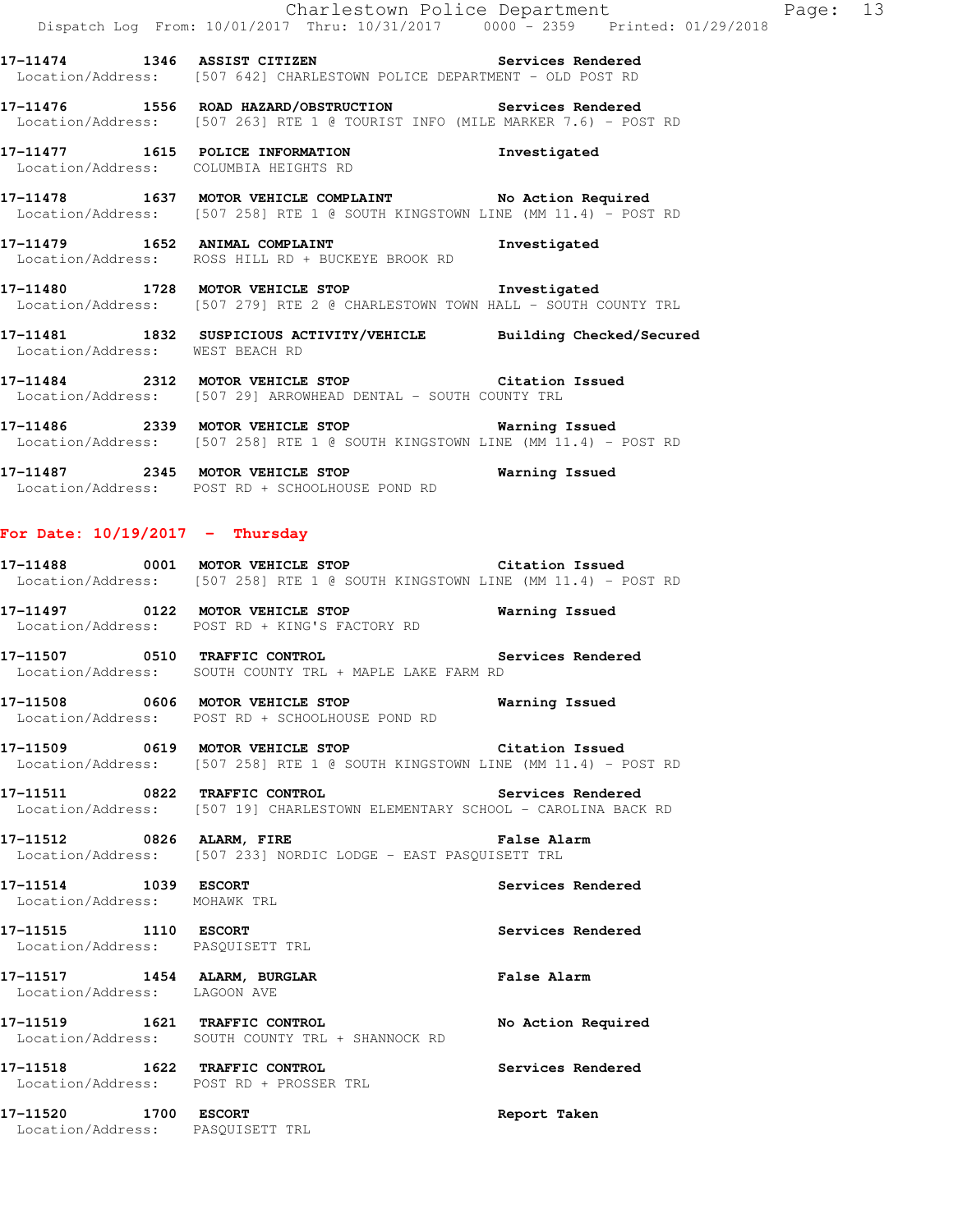17-11474 1346 ASSIST CITIZEN Services Rendered
Location/Address: [507 642] CHARLESTOWN POLICE DEPARTMENT - OLD POST RD

17-11476 1556 ROAD HAZARD/OBSTRUCTION Services Rendered
Location/Address: [507 263] RTE 1 @ TOURIST INFO (MILE MARKER 7.6) - POST RD

17-11477 1615 POLICE INFORMATION Investigated
Location/Address: COLUMBIA HEIGHTS RD

17-11478 1637 MOTOR VEHICLE COMPLAINT No Action Required
Location/Address: [507 258] RTE 1 @ SOUTH KINGSTOWN LINE (MM 11.4) - POST RD

17-11479 1652 ANIMAL COMPLAINT Investigated
Location/Address: ROSS HILL RD + BUCKEYE BROOK RD

17-11480 1728 MOTOR VEHICLE STOP Investigated
Location/Address: [507 279] RTE 2 @ CHARLESTOWN TOWN HALL - SOUTH COUNTY TRL

17-11481 1832 SUSPICIOUS ACTIVITY/VEHICLE Building Checked/Secured
Location/Address: WEST BEACH RD

17-11484 2312 MOTOR VEHICLE STOP Citation Issued
Location/Address: [507 29] ARROWHEAD DENTAL - SOUTH COUNTY TRL

17-11486 2339 MOTOR VEHICLE STOP Warning Issued
Location/Address: [507 258] RTE 1 @ SOUTH KINGSTOWN LINE (MM 11.4) - POST RD

17-11487 2345 MOTOR VEHICLE STOP Warning Issued
Location/Address: POST RD + SCHOOLHOUSE POND RD

## For Date: 10/19/2017 - Thursday

17-11488 0001 MOTOR VEHICLE STOP Citation Issued
Location/Address: [507 258] RTE 1 @ SOUTH KINGSTOWN LINE (MM 11.4) - POST RD

17-11497 0122 MOTOR VEHICLE STOP Warning Issued
Location/Address: POST RD + KING'S FACTORY RD

17-11507 0510 TRAFFIC CONTROL Services Rendered
Location/Address: SOUTH COUNTY TRL + MAPLE LAKE FARM RD

17-11508 0606 MOTOR VEHICLE STOP Warning Issued
Location/Address: POST RD + SCHOOLHOUSE POND RD

17-11509 0619 MOTOR VEHICLE STOP Citation Issued
Location/Address: [507 258] RTE 1 @ SOUTH KINGSTOWN LINE (MM 11.4) - POST RD

17-11511 0822 TRAFFIC CONTROL Services Rendered
Location/Address: [507 19] CHARLESTOWN ELEMENTARY SCHOOL - CAROLINA BACK RD

17-11512 0826 ALARM, FIRE False Alarm
Location/Address: [507 233] NORDIC LODGE - EAST PASQUISETT TRL

17-11514 1039 ESCORT Services Rendered
Location/Address: MOHAWK TRL

17-11515 1110 ESCORT Services Rendered
Location/Address: PASQUISETT TRL

17-11517 1454 ALARM, BURGLAR False Alarm
Location/Address: LAGOON AVE

17-11519 1621 TRAFFIC CONTROL No Action Required
Location/Address: SOUTH COUNTY TRL + SHANNOCK RD

17-11518 1622 TRAFFIC CONTROL Services Rendered
Location/Address: POST RD + PROSSER TRL

17-11520 1700 ESCORT Report Taken
Location/Address: PASQUISETT TRL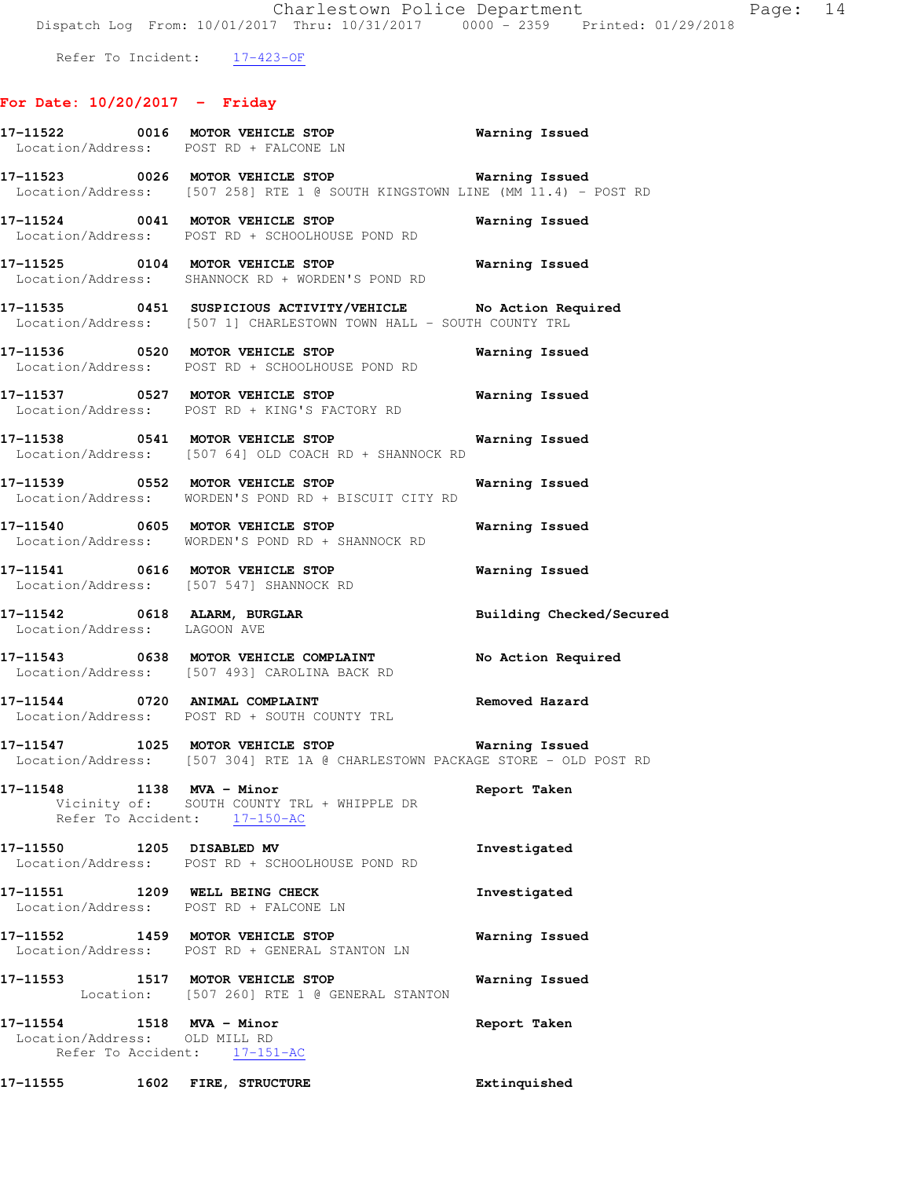Refer To Incident: 17-423-OF

## For Date: 10/20/2017 - Friday

**17-11522 0016 MOTOR VEHICLE STOP** — Warning Issued
Location/Address: POST RD + FALCONE LN

**17-11523 0026 MOTOR VEHICLE STOP** — Warning Issued
Location/Address: [507 258] RTE 1 @ SOUTH KINGSTOWN LINE (MM 11.4) - POST RD

**17-11524 0041 MOTOR VEHICLE STOP** — Warning Issued
Location/Address: POST RD + SCHOOLHOUSE POND RD

**17-11525 0104 MOTOR VEHICLE STOP** — Warning Issued
Location/Address: SHANNOCK RD + WORDEN'S POND RD

**17-11535 0451 SUSPICIOUS ACTIVITY/VEHICLE** — No Action Required
Location/Address: [507 1] CHARLESTOWN TOWN HALL - SOUTH COUNTY TRL

**17-11536 0520 MOTOR VEHICLE STOP** — Warning Issued
Location/Address: POST RD + SCHOOLHOUSE POND RD

**17-11537 0527 MOTOR VEHICLE STOP** — Warning Issued
Location/Address: POST RD + KING'S FACTORY RD

**17-11538 0541 MOTOR VEHICLE STOP** — Warning Issued
Location/Address: [507 64] OLD COACH RD + SHANNOCK RD

**17-11539 0552 MOTOR VEHICLE STOP** — Warning Issued
Location/Address: WORDEN'S POND RD + BISCUIT CITY RD

**17-11540 0605 MOTOR VEHICLE STOP** — Warning Issued
Location/Address: WORDEN'S POND RD + SHANNOCK RD

**17-11541 0616 MOTOR VEHICLE STOP** — Warning Issued
Location/Address: [507 547] SHANNOCK RD

**17-11542 0618 ALARM, BURGLAR** — Building Checked/Secured
Location/Address: LAGOON AVE

**17-11543 0638 MOTOR VEHICLE COMPLAINT** — No Action Required
Location/Address: [507 493] CAROLINA BACK RD

**17-11544 0720 ANIMAL COMPLAINT** — Removed Hazard
Location/Address: POST RD + SOUTH COUNTY TRL

**17-11547 1025 MOTOR VEHICLE STOP** — Warning Issued
Location/Address: [507 304] RTE 1A @ CHARLESTOWN PACKAGE STORE - OLD POST RD

**17-11548 1138 MVA - Minor** — Report Taken
Vicinity of: SOUTH COUNTY TRL + WHIPPLE DR
Refer To Accident: 17-150-AC

**17-11550 1205 DISABLED MV** — Investigated
Location/Address: POST RD + SCHOOLHOUSE POND RD

**17-11551 1209 WELL BEING CHECK** — Investigated
Location/Address: POST RD + FALCONE LN

**17-11552 1459 MOTOR VEHICLE STOP** — Warning Issued
Location/Address: POST RD + GENERAL STANTON LN

**17-11553 1517 MOTOR VEHICLE STOP** — Warning Issued
Location: [507 260] RTE 1 @ GENERAL STANTON

**17-11554 1518 MVA - Minor** — Report Taken
Location/Address: OLD MILL RD
Refer To Accident: 17-151-AC

**17-11555 1602 FIRE, STRUCTURE** — Extinquished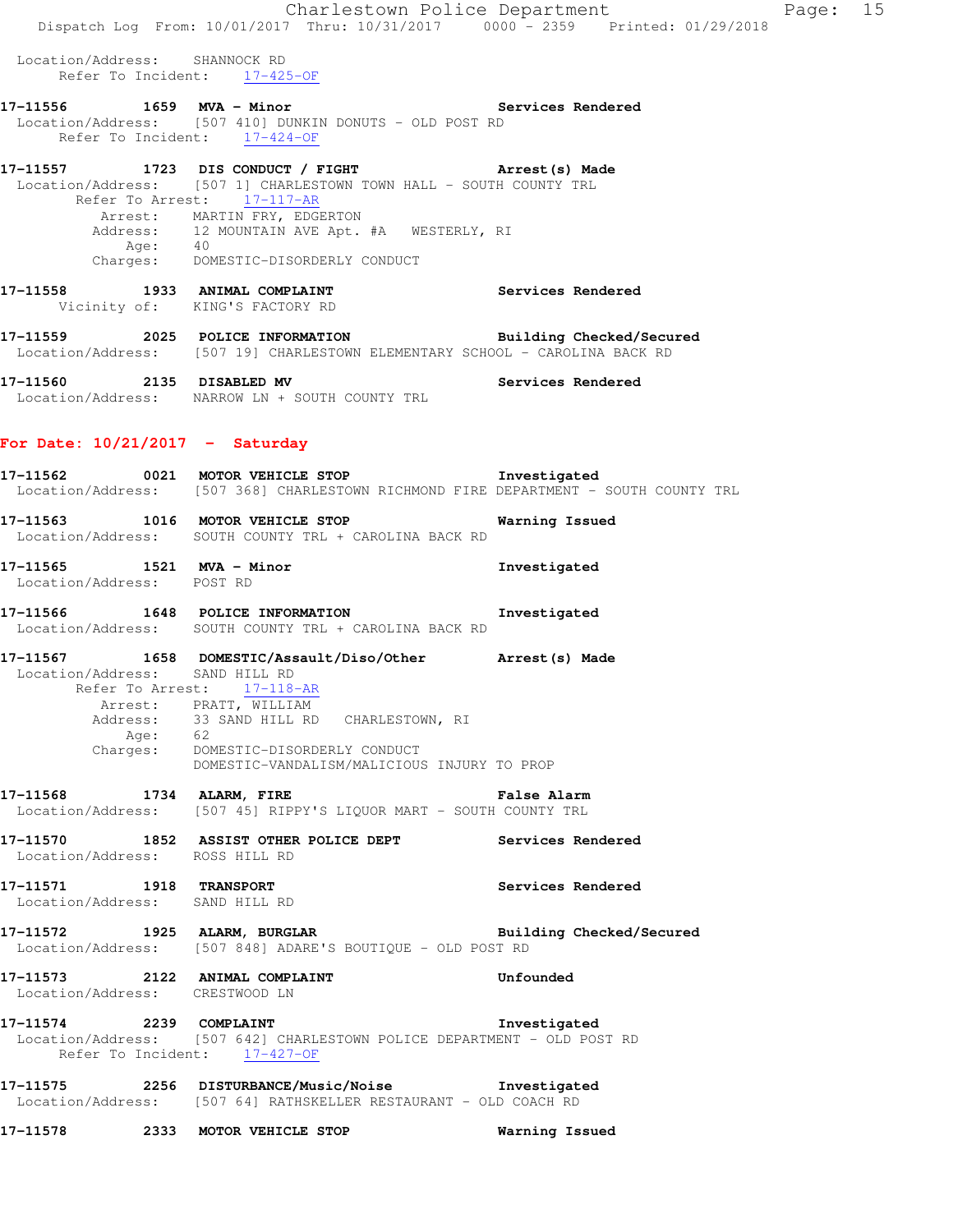Location/Address: SHANNOCK RD
Refer To Incident: 17-425-OF

**17-11556 1659 MVA - Minor** **Services Rendered**
Location/Address: [507 410] DUNKIN DONUTS - OLD POST RD
Refer To Incident: 17-424-OF

**17-11557 1723 DIS CONDUCT / FIGHT** **Arrest(s) Made**
Location/Address: [507 1] CHARLESTOWN TOWN HALL - SOUTH COUNTY TRL
Refer To Arrest: 17-117-AR
Arrest: MARTIN FRY, EDGERTON
Address: 12 MOUNTAIN AVE Apt. #A WESTERLY, RI
Age: 40
Charges: DOMESTIC-DISORDERLY CONDUCT

**17-11558 1933 ANIMAL COMPLAINT** **Services Rendered**
Vicinity of: KING'S FACTORY RD

**17-11559 2025 POLICE INFORMATION** **Building Checked/Secured**
Location/Address: [507 19] CHARLESTOWN ELEMENTARY SCHOOL - CAROLINA BACK RD

**17-11560 2135 DISABLED MV** **Services Rendered**
Location/Address: NARROW LN + SOUTH COUNTY TRL

## For Date: 10/21/2017 - Saturday

**17-11562 0021 MOTOR VEHICLE STOP** **Investigated**
Location/Address: [507 368] CHARLESTOWN RICHMOND FIRE DEPARTMENT - SOUTH COUNTY TRL

**17-11563 1016 MOTOR VEHICLE STOP** **Warning Issued**
Location/Address: SOUTH COUNTY TRL + CAROLINA BACK RD

**17-11565 1521 MVA - Minor** **Investigated**
Location/Address: POST RD

**17-11566 1648 POLICE INFORMATION** **Investigated**
Location/Address: SOUTH COUNTY TRL + CAROLINA BACK RD

**17-11567 1658 DOMESTIC/Assault/Diso/Other** **Arrest(s) Made**
Location/Address: SAND HILL RD
Refer To Arrest: 17-118-AR
Arrest: PRATT, WILLIAM
Address: 33 SAND HILL RD CHARLESTOWN, RI
Age: 62
Charges: DOMESTIC-DISORDERLY CONDUCT
DOMESTIC-VANDALISM/MALICIOUS INJURY TO PROP

**17-11568 1734 ALARM, FIRE** **False Alarm**
Location/Address: [507 45] RIPPY'S LIQUOR MART - SOUTH COUNTY TRL

**17-11570 1852 ASSIST OTHER POLICE DEPT** **Services Rendered**
Location/Address: ROSS HILL RD

**17-11571 1918 TRANSPORT** **Services Rendered**
Location/Address: SAND HILL RD

**17-11572 1925 ALARM, BURGLAR** **Building Checked/Secured**
Location/Address: [507 848] ADARE'S BOUTIQUE - OLD POST RD

**17-11573 2122 ANIMAL COMPLAINT** **Unfounded**
Location/Address: CRESTWOOD LN

**17-11574 2239 COMPLAINT** **Investigated**
Location/Address: [507 642] CHARLESTOWN POLICE DEPARTMENT - OLD POST RD
Refer To Incident: 17-427-OF

**17-11575 2256 DISTURBANCE/Music/Noise** **Investigated**
Location/Address: [507 64] RATHSKELLER RESTAURANT - OLD COACH RD

**17-11578 2333 MOTOR VEHICLE STOP** **Warning Issued**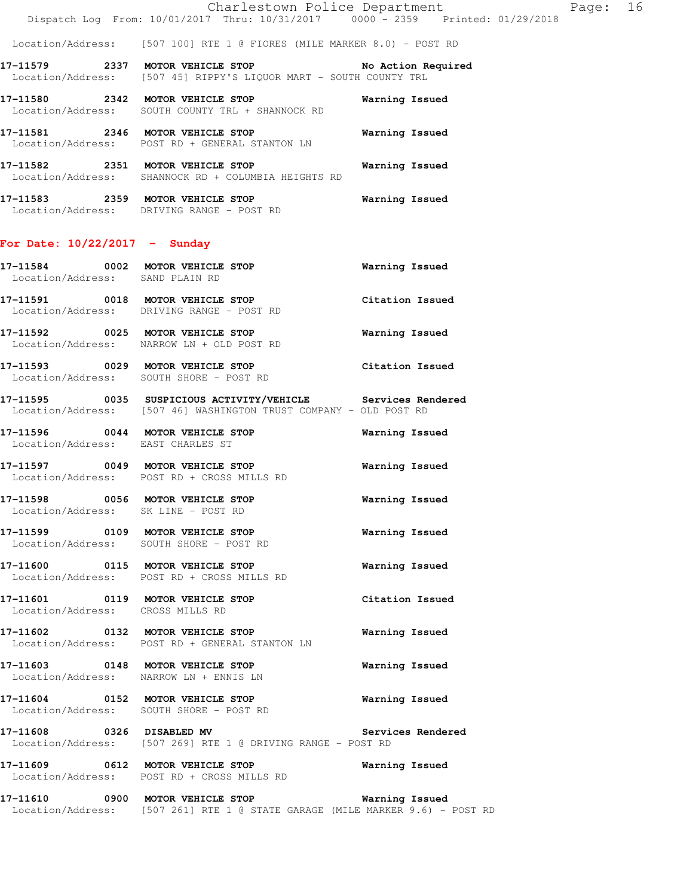Location/Address: [507 100] RTE 1 @ FIORES (MILE MARKER 8.0) - POST RD

**17-11579 2337 MOTOR VEHICLE STOP** — **No Action Required**
Location/Address: [507 45] RIPPY'S LIQUOR MART - SOUTH COUNTY TRL

**17-11580 2342 MOTOR VEHICLE STOP** — **Warning Issued**
Location/Address: SOUTH COUNTY TRL + SHANNOCK RD

**17-11581 2346 MOTOR VEHICLE STOP** — **Warning Issued**
Location/Address: POST RD + GENERAL STANTON LN

**17-11582 2351 MOTOR VEHICLE STOP** — **Warning Issued**
Location/Address: SHANNOCK RD + COLUMBIA HEIGHTS RD

**17-11583 2359 MOTOR VEHICLE STOP** — **Warning Issued**
Location/Address: DRIVING RANGE - POST RD

## For Date: 10/22/2017 - Sunday

**17-11584 0002 MOTOR VEHICLE STOP** — **Warning Issued**
Location/Address: SAND PLAIN RD

**17-11591 0018 MOTOR VEHICLE STOP** — **Citation Issued**
Location/Address: DRIVING RANGE - POST RD

**17-11592 0025 MOTOR VEHICLE STOP** — **Warning Issued**
Location/Address: NARROW LN + OLD POST RD

**17-11593 0029 MOTOR VEHICLE STOP** — **Citation Issued**
Location/Address: SOUTH SHORE - POST RD

**17-11595 0035 SUSPICIOUS ACTIVITY/VEHICLE** — **Services Rendered**
Location/Address: [507 46] WASHINGTON TRUST COMPANY - OLD POST RD

**17-11596 0044 MOTOR VEHICLE STOP** — **Warning Issued**
Location/Address: EAST CHARLES ST

**17-11597 0049 MOTOR VEHICLE STOP** — **Warning Issued**
Location/Address: POST RD + CROSS MILLS RD

**17-11598 0056 MOTOR VEHICLE STOP** — **Warning Issued**
Location/Address: SK LINE - POST RD

**17-11599 0109 MOTOR VEHICLE STOP** — **Warning Issued**
Location/Address: SOUTH SHORE - POST RD

**17-11600 0115 MOTOR VEHICLE STOP** — **Warning Issued**
Location/Address: POST RD + CROSS MILLS RD

**17-11601 0119 MOTOR VEHICLE STOP** — **Citation Issued**
Location/Address: CROSS MILLS RD

**17-11602 0132 MOTOR VEHICLE STOP** — **Warning Issued**
Location/Address: POST RD + GENERAL STANTON LN

**17-11603 0148 MOTOR VEHICLE STOP** — **Warning Issued**
Location/Address: NARROW LN + ENNIS LN

**17-11604 0152 MOTOR VEHICLE STOP** — **Warning Issued**
Location/Address: SOUTH SHORE - POST RD

**17-11608 0326 DISABLED MV** — **Services Rendered**
Location/Address: [507 269] RTE 1 @ DRIVING RANGE - POST RD

**17-11609 0612 MOTOR VEHICLE STOP** — **Warning Issued**
Location/Address: POST RD + CROSS MILLS RD

**17-11610 0900 MOTOR VEHICLE STOP** — **Warning Issued**
Location/Address: [507 261] RTE 1 @ STATE GARAGE (MILE MARKER 9.6) - POST RD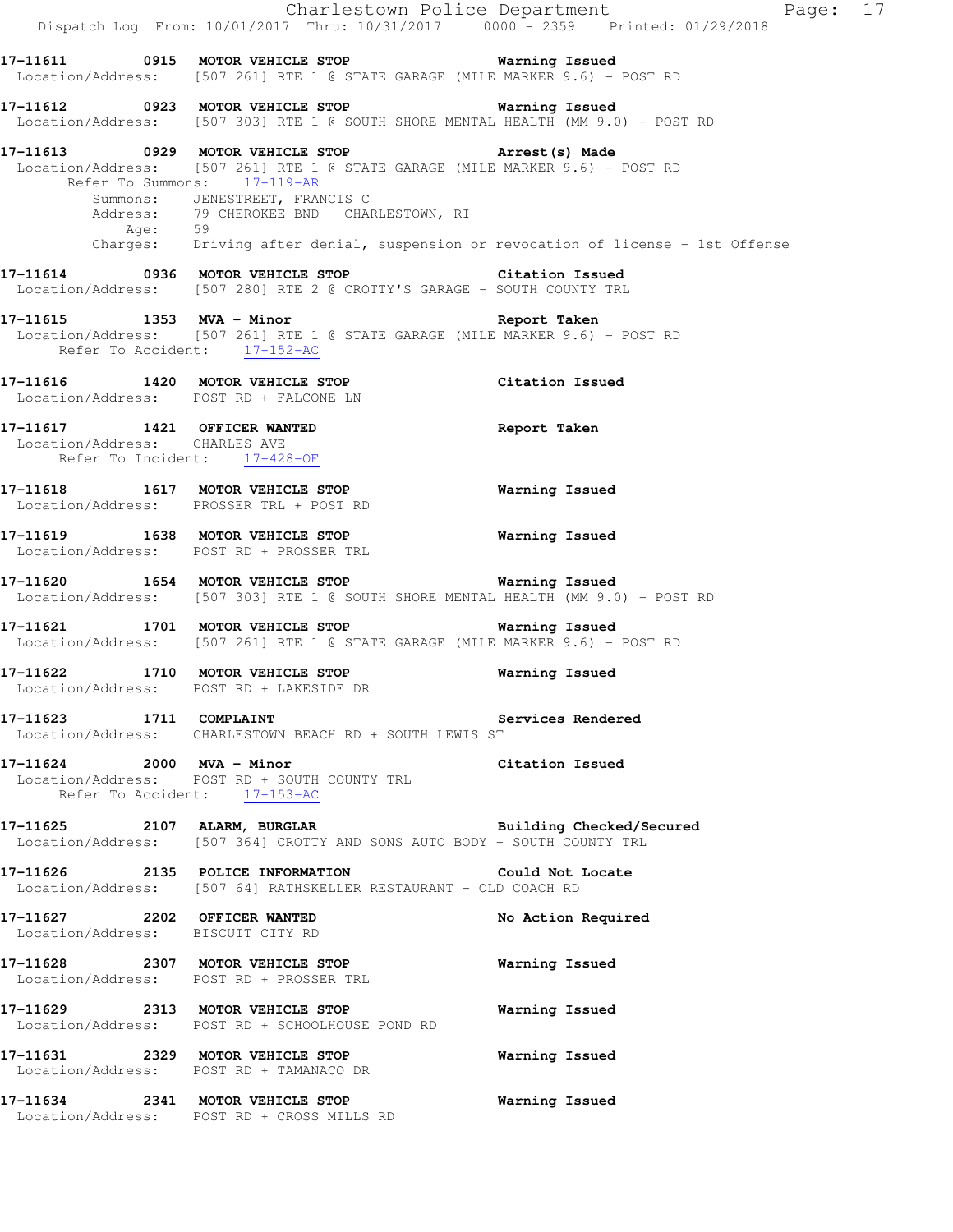**17-11611 0915 MOTOR VEHICLE STOP** Warning Issued
Location/Address: [507 261] RTE 1 @ STATE GARAGE (MILE MARKER 9.6) - POST RD

**17-11612 0923 MOTOR VEHICLE STOP** Warning Issued
Location/Address: [507 303] RTE 1 @ SOUTH SHORE MENTAL HEALTH (MM 9.0) - POST RD

**17-11613 0929 MOTOR VEHICLE STOP** Arrest(s) Made
Location/Address: [507 261] RTE 1 @ STATE GARAGE (MILE MARKER 9.6) - POST RD
Refer To Summons: 17-119-AR
Summons: JENESTREET, FRANCIS C
Address: 79 CHEROKEE BND CHARLESTOWN, RI
Age: 59
Charges: Driving after denial, suspension or revocation of license - 1st Offense

**17-11614 0936 MOTOR VEHICLE STOP** Citation Issued
Location/Address: [507 280] RTE 2 @ CROTTY'S GARAGE - SOUTH COUNTY TRL

**17-11615 1353 MVA - Minor** Report Taken
Location/Address: [507 261] RTE 1 @ STATE GARAGE (MILE MARKER 9.6) - POST RD
Refer To Accident: 17-152-AC

**17-11616 1420 MOTOR VEHICLE STOP** Citation Issued
Location/Address: POST RD + FALCONE LN

**17-11617 1421 OFFICER WANTED** Report Taken
Location/Address: CHARLES AVE
Refer To Incident: 17-428-OF

**17-11618 1617 MOTOR VEHICLE STOP** Warning Issued
Location/Address: PROSSER TRL + POST RD

**17-11619 1638 MOTOR VEHICLE STOP** Warning Issued
Location/Address: POST RD + PROSSER TRL

**17-11620 1654 MOTOR VEHICLE STOP** Warning Issued
Location/Address: [507 303] RTE 1 @ SOUTH SHORE MENTAL HEALTH (MM 9.0) - POST RD

**17-11621 1701 MOTOR VEHICLE STOP** Warning Issued
Location/Address: [507 261] RTE 1 @ STATE GARAGE (MILE MARKER 9.6) - POST RD

**17-11622 1710 MOTOR VEHICLE STOP** Warning Issued
Location/Address: POST RD + LAKESIDE DR

**17-11623 1711 COMPLAINT** Services Rendered
Location/Address: CHARLESTOWN BEACH RD + SOUTH LEWIS ST

**17-11624 2000 MVA - Minor** Citation Issued
Location/Address: POST RD + SOUTH COUNTY TRL
Refer To Accident: 17-153-AC

**17-11625 2107 ALARM, BURGLAR** Building Checked/Secured
Location/Address: [507 364] CROTTY AND SONS AUTO BODY - SOUTH COUNTY TRL

**17-11626 2135 POLICE INFORMATION** Could Not Locate
Location/Address: [507 64] RATHSKELLER RESTAURANT - OLD COACH RD

**17-11627 2202 OFFICER WANTED** No Action Required
Location/Address: BISCUIT CITY RD

**17-11628 2307 MOTOR VEHICLE STOP** Warning Issued
Location/Address: POST RD + PROSSER TRL

**17-11629 2313 MOTOR VEHICLE STOP** Warning Issued
Location/Address: POST RD + SCHOOLHOUSE POND RD

**17-11631 2329 MOTOR VEHICLE STOP** Warning Issued
Location/Address: POST RD + TAMANACO DR

**17-11634 2341 MOTOR VEHICLE STOP** Warning Issued
Location/Address: POST RD + CROSS MILLS RD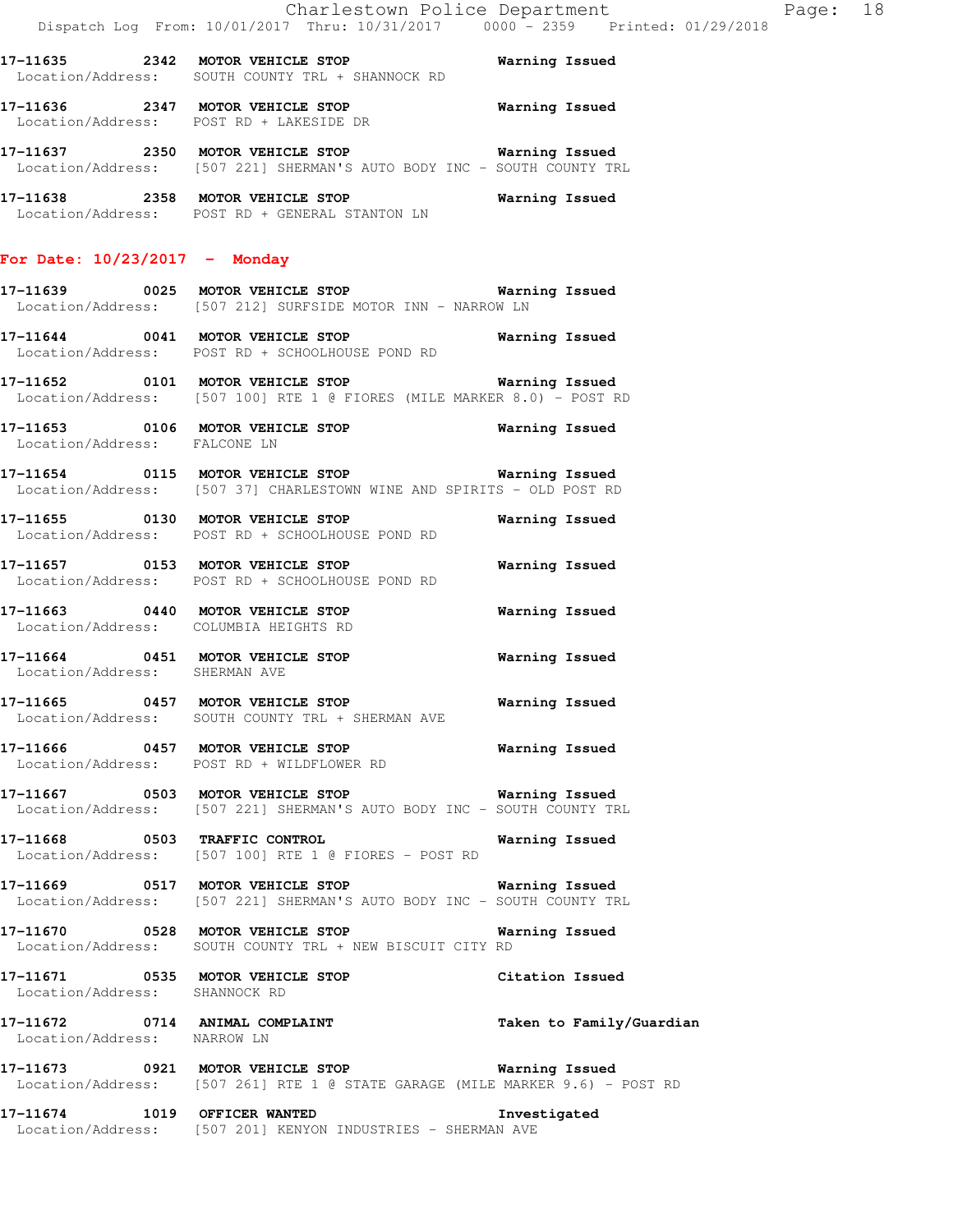17-11635 2342 MOTOR VEHICLE STOP Warning Issued
Location/Address: SOUTH COUNTY TRL + SHANNOCK RD

17-11636 2347 MOTOR VEHICLE STOP Warning Issued
Location/Address: POST RD + LAKESIDE DR

17-11637 2350 MOTOR VEHICLE STOP Warning Issued
Location/Address: [507 221] SHERMAN'S AUTO BODY INC - SOUTH COUNTY TRL

17-11638 2358 MOTOR VEHICLE STOP Warning Issued
Location/Address: POST RD + GENERAL STANTON LN

## For Date: 10/23/2017 - Monday

17-11639 0025 MOTOR VEHICLE STOP Warning Issued
Location/Address: [507 212] SURFSIDE MOTOR INN - NARROW LN

17-11644 0041 MOTOR VEHICLE STOP Warning Issued
Location/Address: POST RD + SCHOOLHOUSE POND RD

17-11652 0101 MOTOR VEHICLE STOP Warning Issued
Location/Address: [507 100] RTE 1 @ FIORES (MILE MARKER 8.0) - POST RD

17-11653 0106 MOTOR VEHICLE STOP Warning Issued
Location/Address: FALCONE LN

17-11654 0115 MOTOR VEHICLE STOP Warning Issued
Location/Address: [507 37] CHARLESTOWN WINE AND SPIRITS - OLD POST RD

17-11655 0130 MOTOR VEHICLE STOP Warning Issued
Location/Address: POST RD + SCHOOLHOUSE POND RD

17-11657 0153 MOTOR VEHICLE STOP Warning Issued
Location/Address: POST RD + SCHOOLHOUSE POND RD

17-11663 0440 MOTOR VEHICLE STOP Warning Issued
Location/Address: COLUMBIA HEIGHTS RD

17-11664 0451 MOTOR VEHICLE STOP Warning Issued
Location/Address: SHERMAN AVE

17-11665 0457 MOTOR VEHICLE STOP Warning Issued
Location/Address: SOUTH COUNTY TRL + SHERMAN AVE

17-11666 0457 MOTOR VEHICLE STOP Warning Issued
Location/Address: POST RD + WILDFLOWER RD

17-11667 0503 MOTOR VEHICLE STOP Warning Issued
Location/Address: [507 221] SHERMAN'S AUTO BODY INC - SOUTH COUNTY TRL

17-11668 0503 TRAFFIC CONTROL Warning Issued
Location/Address: [507 100] RTE 1 @ FIORES - POST RD

17-11669 0517 MOTOR VEHICLE STOP Warning Issued
Location/Address: [507 221] SHERMAN'S AUTO BODY INC - SOUTH COUNTY TRL

17-11670 0528 MOTOR VEHICLE STOP Warning Issued
Location/Address: SOUTH COUNTY TRL + NEW BISCUIT CITY RD

17-11671 0535 MOTOR VEHICLE STOP Citation Issued
Location/Address: SHANNOCK RD

17-11672 0714 ANIMAL COMPLAINT Taken to Family/Guardian
Location/Address: NARROW LN

17-11673 0921 MOTOR VEHICLE STOP Warning Issued
Location/Address: [507 261] RTE 1 @ STATE GARAGE (MILE MARKER 9.6) - POST RD

17-11674 1019 OFFICER WANTED Investigated
Location/Address: [507 201] KENYON INDUSTRIES - SHERMAN AVE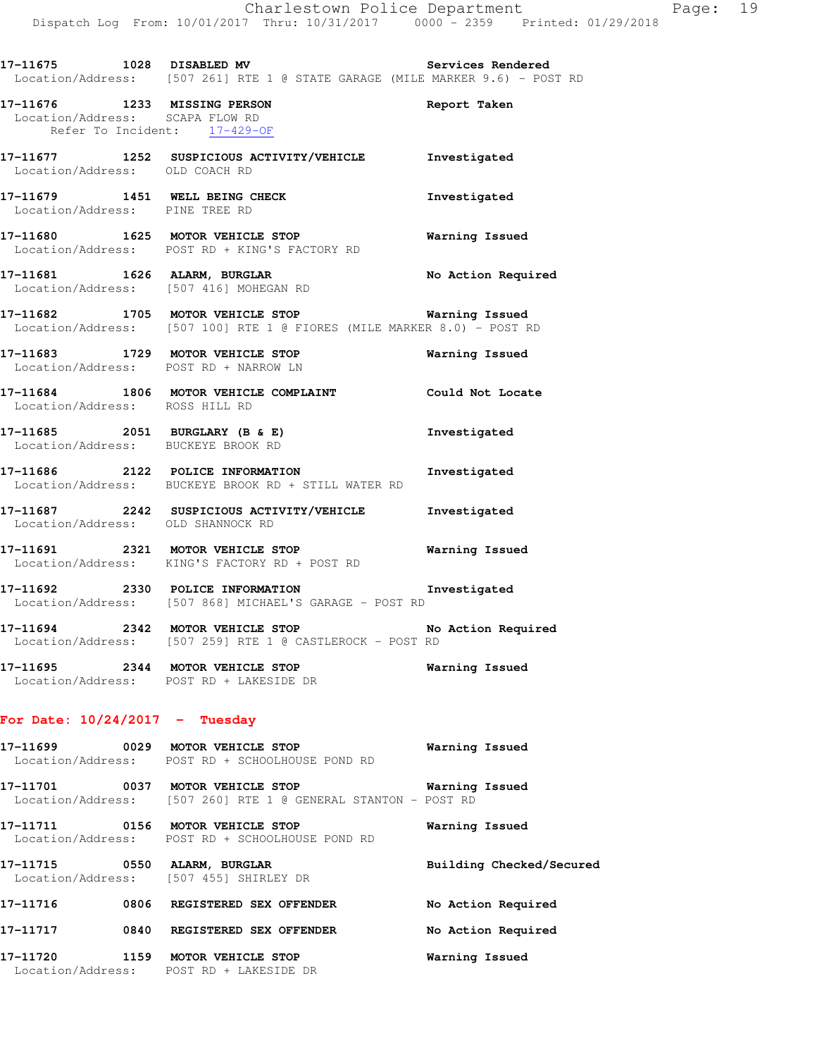17-11675 1028 DISABLED MV Services Rendered
Location/Address: [507 261] RTE 1 @ STATE GARAGE (MILE MARKER 9.6) - POST RD

17-11676 1233 MISSING PERSON Report Taken
Location/Address: SCAPA FLOW RD
Refer To Incident: 17-429-OF

17-11677 1252 SUSPICIOUS ACTIVITY/VEHICLE Investigated
Location/Address: OLD COACH RD

17-11679 1451 WELL BEING CHECK Investigated
Location/Address: PINE TREE RD

17-11680 1625 MOTOR VEHICLE STOP Warning Issued
Location/Address: POST RD + KING'S FACTORY RD

17-11681 1626 ALARM, BURGLAR No Action Required
Location/Address: [507 416] MOHEGAN RD

17-11682 1705 MOTOR VEHICLE STOP Warning Issued
Location/Address: [507 100] RTE 1 @ FIORES (MILE MARKER 8.0) - POST RD

17-11683 1729 MOTOR VEHICLE STOP Warning Issued
Location/Address: POST RD + NARROW LN

17-11684 1806 MOTOR VEHICLE COMPLAINT Could Not Locate
Location/Address: ROSS HILL RD

17-11685 2051 BURGLARY (B & E) Investigated
Location/Address: BUCKEYE BROOK RD

17-11686 2122 POLICE INFORMATION Investigated
Location/Address: BUCKEYE BROOK RD + STILL WATER RD

17-11687 2242 SUSPICIOUS ACTIVITY/VEHICLE Investigated
Location/Address: OLD SHANNOCK RD

17-11691 2321 MOTOR VEHICLE STOP Warning Issued
Location/Address: KING'S FACTORY RD + POST RD

17-11692 2330 POLICE INFORMATION Investigated
Location/Address: [507 868] MICHAEL'S GARAGE - POST RD

17-11694 2342 MOTOR VEHICLE STOP No Action Required
Location/Address: [507 259] RTE 1 @ CASTLEROCK - POST RD

17-11695 2344 MOTOR VEHICLE STOP Warning Issued
Location/Address: POST RD + LAKESIDE DR

**For Date: 10/24/2017 - Tuesday**

17-11699 0029 MOTOR VEHICLE STOP Warning Issued
Location/Address: POST RD + SCHOOLHOUSE POND RD

17-11701 0037 MOTOR VEHICLE STOP Warning Issued
Location/Address: [507 260] RTE 1 @ GENERAL STANTON - POST RD

17-11711 0156 MOTOR VEHICLE STOP Warning Issued
Location/Address: POST RD + SCHOOLHOUSE POND RD

17-11715 0550 ALARM, BURGLAR Building Checked/Secured
Location/Address: [507 455] SHIRLEY DR

17-11716 0806 REGISTERED SEX OFFENDER No Action Required

17-11717 0840 REGISTERED SEX OFFENDER No Action Required

17-11720 1159 MOTOR VEHICLE STOP Warning Issued
Location/Address: POST RD + LAKESIDE DR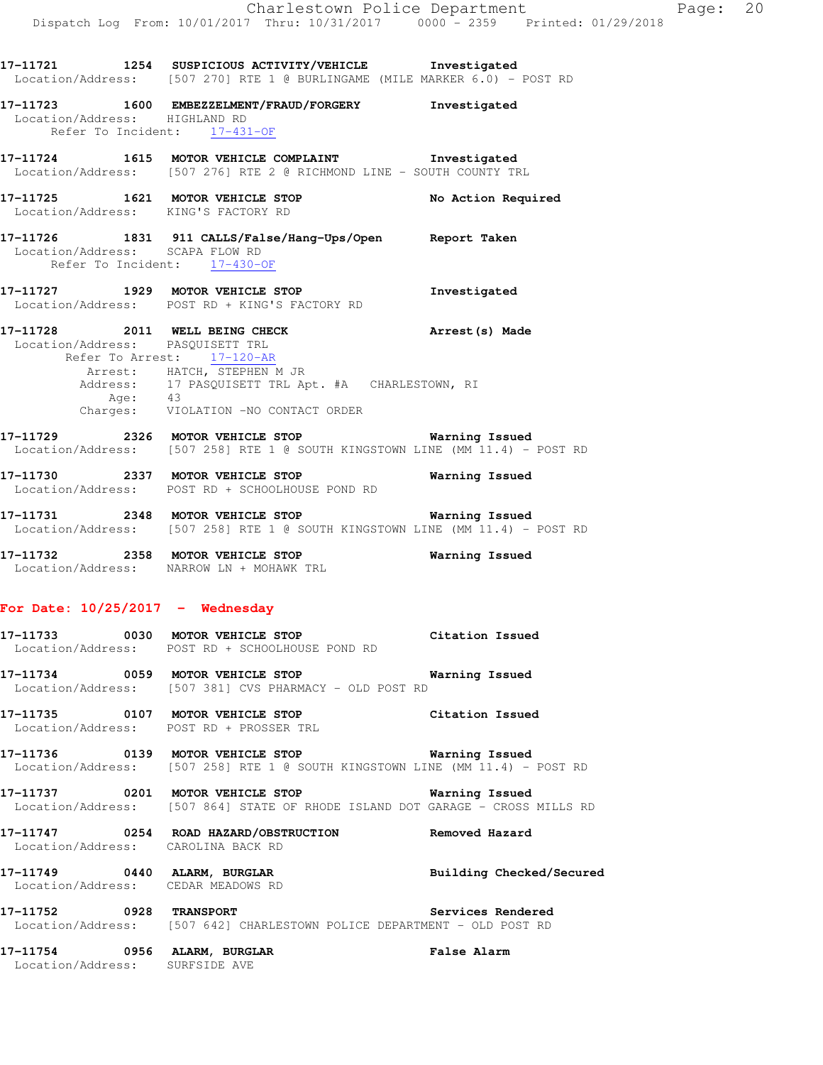17-11721 1254 SUSPICIOUS ACTIVITY/VEHICLE Investigated
Location/Address: [507 270] RTE 1 @ BURLINGAME (MILE MARKER 6.0) - POST RD

17-11723 1600 EMBEZZELMENT/FRAUD/FORGERY Investigated
Location/Address: HIGHLAND RD
Refer To Incident: 17-431-OF

17-11724 1615 MOTOR VEHICLE COMPLAINT Investigated
Location/Address: [507 276] RTE 2 @ RICHMOND LINE - SOUTH COUNTY TRL

17-11725 1621 MOTOR VEHICLE STOP No Action Required
Location/Address: KING'S FACTORY RD

17-11726 1831 911 CALLS/False/Hang-Ups/Open Report Taken
Location/Address: SCAPA FLOW RD
Refer To Incident: 17-430-OF

17-11727 1929 MOTOR VEHICLE STOP Investigated
Location/Address: POST RD + KING'S FACTORY RD

17-11728 2011 WELL BEING CHECK Arrest(s) Made
Location/Address: PASQUISETT TRL
Refer To Arrest: 17-120-AR
Arrest: HATCH, STEPHEN M JR
Address: 17 PASQUISETT TRL Apt. #A CHARLESTOWN, RI
Age: 43
Charges: VIOLATION -NO CONTACT ORDER

17-11729 2326 MOTOR VEHICLE STOP Warning Issued
Location/Address: [507 258] RTE 1 @ SOUTH KINGSTOWN LINE (MM 11.4) - POST RD

17-11730 2337 MOTOR VEHICLE STOP Warning Issued
Location/Address: POST RD + SCHOOLHOUSE POND RD

17-11731 2348 MOTOR VEHICLE STOP Warning Issued
Location/Address: [507 258] RTE 1 @ SOUTH KINGSTOWN LINE (MM 11.4) - POST RD

17-11732 2358 MOTOR VEHICLE STOP Warning Issued
Location/Address: NARROW LN + MOHAWK TRL

**For Date: 10/25/2017 - Wednesday**

17-11733 0030 MOTOR VEHICLE STOP Citation Issued
Location/Address: POST RD + SCHOOLHOUSE POND RD

17-11734 0059 MOTOR VEHICLE STOP Warning Issued
Location/Address: [507 381] CVS PHARMACY - OLD POST RD

17-11735 0107 MOTOR VEHICLE STOP Citation Issued
Location/Address: POST RD + PROSSER TRL

17-11736 0139 MOTOR VEHICLE STOP Warning Issued
Location/Address: [507 258] RTE 1 @ SOUTH KINGSTOWN LINE (MM 11.4) - POST RD

17-11737 0201 MOTOR VEHICLE STOP Warning Issued
Location/Address: [507 864] STATE OF RHODE ISLAND DOT GARAGE - CROSS MILLS RD

17-11747 0254 ROAD HAZARD/OBSTRUCTION Removed Hazard
Location/Address: CAROLINA BACK RD

17-11749 0440 ALARM, BURGLAR Building Checked/Secured
Location/Address: CEDAR MEADOWS RD

17-11752 0928 TRANSPORT Services Rendered
Location/Address: [507 642] CHARLESTOWN POLICE DEPARTMENT - OLD POST RD

17-11754 0956 ALARM, BURGLAR False Alarm
Location/Address: SURFSIDE AVE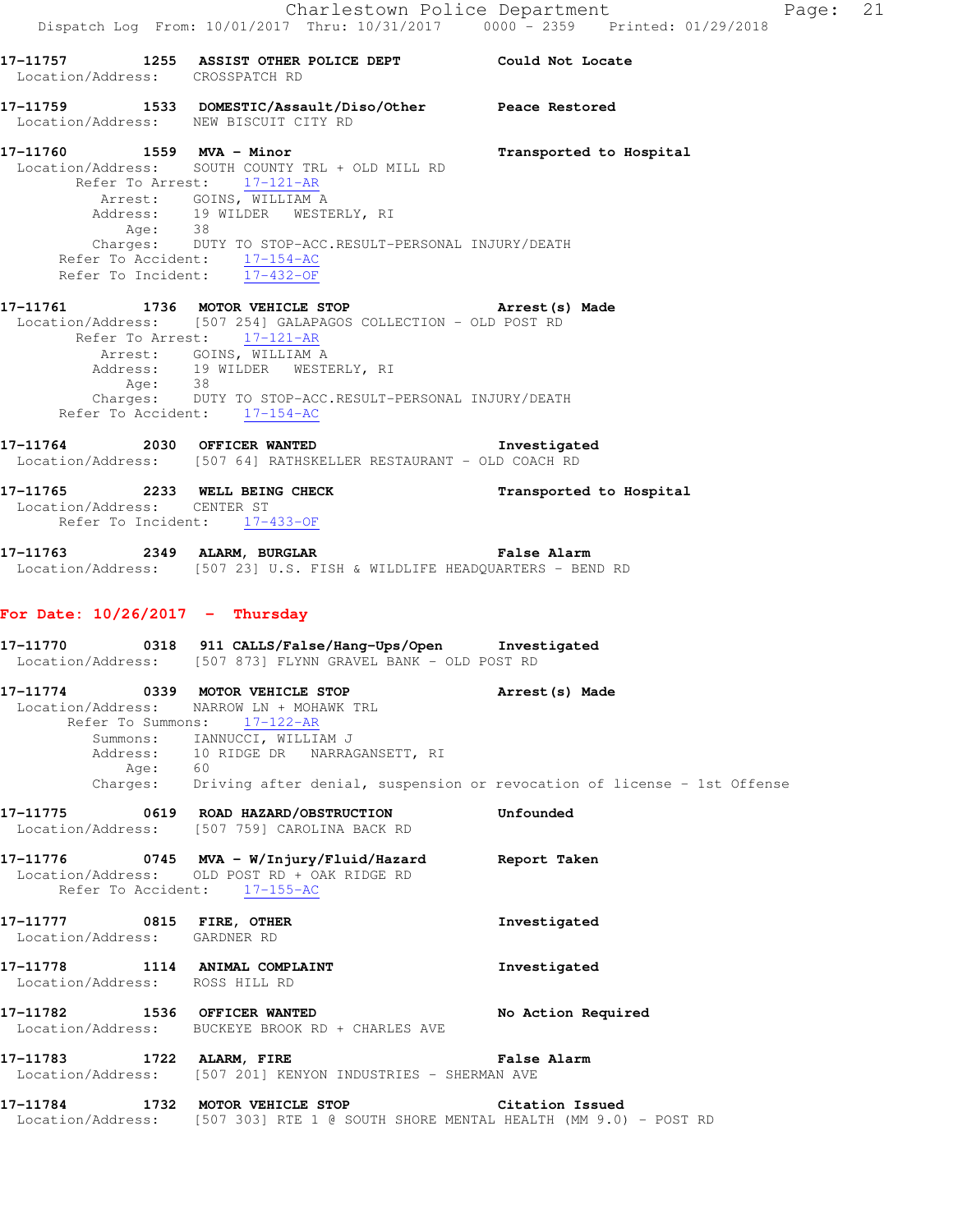**17-11757 1255 ASSIST OTHER POLICE DEPT — Could Not Locate**
Location/Address: CROSSPATCH RD

**17-11759 1533 DOMESTIC/Assault/Diso/Other — Peace Restored**
Location/Address: NEW BISCUIT CITY RD

**17-11760 1559 MVA - Minor — Transported to Hospital**
Location/Address: SOUTH COUNTY TRL + OLD MILL RD
Refer To Arrest: 17-121-AR
Arrest: GOINS, WILLIAM A
Address: 19 WILDER WESTERLY, RI
Age: 38
Charges: DUTY TO STOP-ACC.RESULT-PERSONAL INJURY/DEATH
Refer To Accident: 17-154-AC
Refer To Incident: 17-432-OF

**17-11761 1736 MOTOR VEHICLE STOP — Arrest(s) Made**
Location/Address: [507 254] GALAPAGOS COLLECTION - OLD POST RD
Refer To Arrest: 17-121-AR
Arrest: GOINS, WILLIAM A
Address: 19 WILDER WESTERLY, RI
Age: 38
Charges: DUTY TO STOP-ACC.RESULT-PERSONAL INJURY/DEATH
Refer To Accident: 17-154-AC

**17-11764 2030 OFFICER WANTED — Investigated**
Location/Address: [507 64] RATHSKELLER RESTAURANT - OLD COACH RD

**17-11765 2233 WELL BEING CHECK — Transported to Hospital**
Location/Address: CENTER ST
Refer To Incident: 17-433-OF

**17-11763 2349 ALARM, BURGLAR — False Alarm**
Location/Address: [507 23] U.S. FISH & WILDLIFE HEADQUARTERS - BEND RD

## For Date: 10/26/2017 - Thursday

**17-11770 0318 911 CALLS/False/Hang-Ups/Open — Investigated**
Location/Address: [507 873] FLYNN GRAVEL BANK - OLD POST RD

**17-11774 0339 MOTOR VEHICLE STOP — Arrest(s) Made**
Location/Address: NARROW LN + MOHAWK TRL
Refer To Summons: 17-122-AR
Summons: IANNUCCI, WILLIAM J
Address: 10 RIDGE DR NARRAGANSETT, RI
Age: 60
Charges: Driving after denial, suspension or revocation of license - 1st Offense

**17-11775 0619 ROAD HAZARD/OBSTRUCTION — Unfounded**
Location/Address: [507 759] CAROLINA BACK RD

**17-11776 0745 MVA - W/Injury/Fluid/Hazard — Report Taken**
Location/Address: OLD POST RD + OAK RIDGE RD
Refer To Accident: 17-155-AC

**17-11777 0815 FIRE, OTHER — Investigated**
Location/Address: GARDNER RD

**17-11778 1114 ANIMAL COMPLAINT — Investigated**
Location/Address: ROSS HILL RD

**17-11782 1536 OFFICER WANTED — No Action Required**
Location/Address: BUCKEYE BROOK RD + CHARLES AVE

**17-11783 1722 ALARM, FIRE — False Alarm**
Location/Address: [507 201] KENYON INDUSTRIES - SHERMAN AVE

**17-11784 1732 MOTOR VEHICLE STOP — Citation Issued**
Location/Address: [507 303] RTE 1 @ SOUTH SHORE MENTAL HEALTH (MM 9.0) - POST RD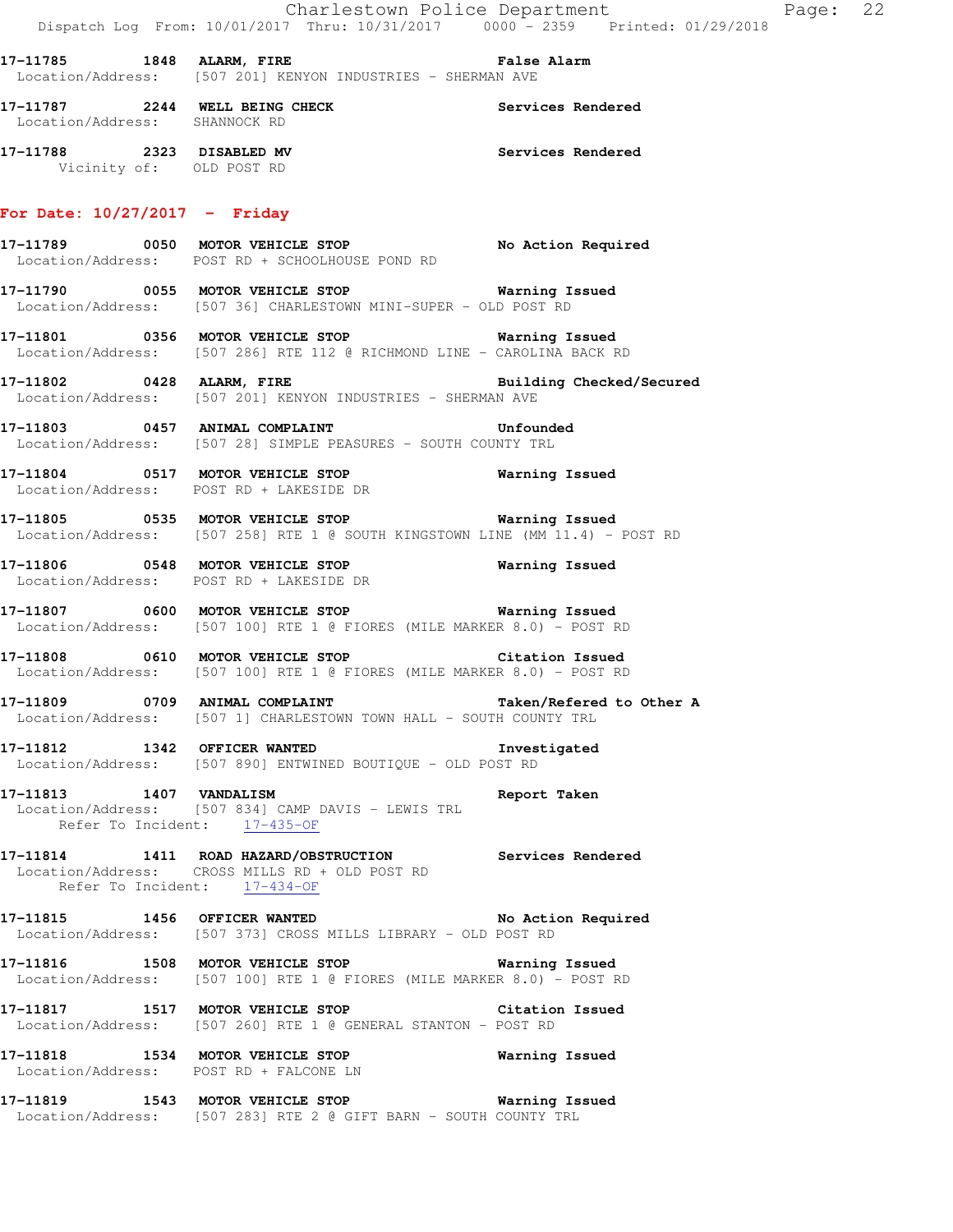17-11785 1848 ALARM, FIRE False Alarm
Location/Address: [507 201] KENYON INDUSTRIES - SHERMAN AVE

17-11787 2244 WELL BEING CHECK Services Rendered
Location/Address: SHANNOCK RD

17-11788 2323 DISABLED MV Services Rendered
Vicinity of: OLD POST RD

## For Date: 10/27/2017 - Friday

17-11789 0050 MOTOR VEHICLE STOP No Action Required
Location/Address: POST RD + SCHOOLHOUSE POND RD

17-11790 0055 MOTOR VEHICLE STOP Warning Issued
Location/Address: [507 36] CHARLESTOWN MINI-SUPER - OLD POST RD

17-11801 0356 MOTOR VEHICLE STOP Warning Issued
Location/Address: [507 286] RTE 112 @ RICHMOND LINE - CAROLINA BACK RD

17-11802 0428 ALARM, FIRE Building Checked/Secured
Location/Address: [507 201] KENYON INDUSTRIES - SHERMAN AVE

17-11803 0457 ANIMAL COMPLAINT Unfounded
Location/Address: [507 28] SIMPLE PEASURES - SOUTH COUNTY TRL

17-11804 0517 MOTOR VEHICLE STOP Warning Issued
Location/Address: POST RD + LAKESIDE DR

17-11805 0535 MOTOR VEHICLE STOP Warning Issued
Location/Address: [507 258] RTE 1 @ SOUTH KINGSTOWN LINE (MM 11.4) - POST RD

17-11806 0548 MOTOR VEHICLE STOP Warning Issued
Location/Address: POST RD + LAKESIDE DR

17-11807 0600 MOTOR VEHICLE STOP Warning Issued
Location/Address: [507 100] RTE 1 @ FIORES (MILE MARKER 8.0) - POST RD

17-11808 0610 MOTOR VEHICLE STOP Citation Issued
Location/Address: [507 100] RTE 1 @ FIORES (MILE MARKER 8.0) - POST RD

17-11809 0709 ANIMAL COMPLAINT Taken/Refered to Other A
Location/Address: [507 1] CHARLESTOWN TOWN HALL - SOUTH COUNTY TRL

17-11812 1342 OFFICER WANTED Investigated
Location/Address: [507 890] ENTWINED BOUTIQUE - OLD POST RD

17-11813 1407 VANDALISM Report Taken
Location/Address: [507 834] CAMP DAVIS - LEWIS TRL
Refer To Incident: 17-435-OF

17-11814 1411 ROAD HAZARD/OBSTRUCTION Services Rendered
Location/Address: CROSS MILLS RD + OLD POST RD
Refer To Incident: 17-434-OF

17-11815 1456 OFFICER WANTED No Action Required
Location/Address: [507 373] CROSS MILLS LIBRARY - OLD POST RD

17-11816 1508 MOTOR VEHICLE STOP Warning Issued
Location/Address: [507 100] RTE 1 @ FIORES (MILE MARKER 8.0) - POST RD

17-11817 1517 MOTOR VEHICLE STOP Citation Issued
Location/Address: [507 260] RTE 1 @ GENERAL STANTON - POST RD

17-11818 1534 MOTOR VEHICLE STOP Warning Issued
Location/Address: POST RD + FALCONE LN

17-11819 1543 MOTOR VEHICLE STOP Warning Issued
Location/Address: [507 283] RTE 2 @ GIFT BARN - SOUTH COUNTY TRL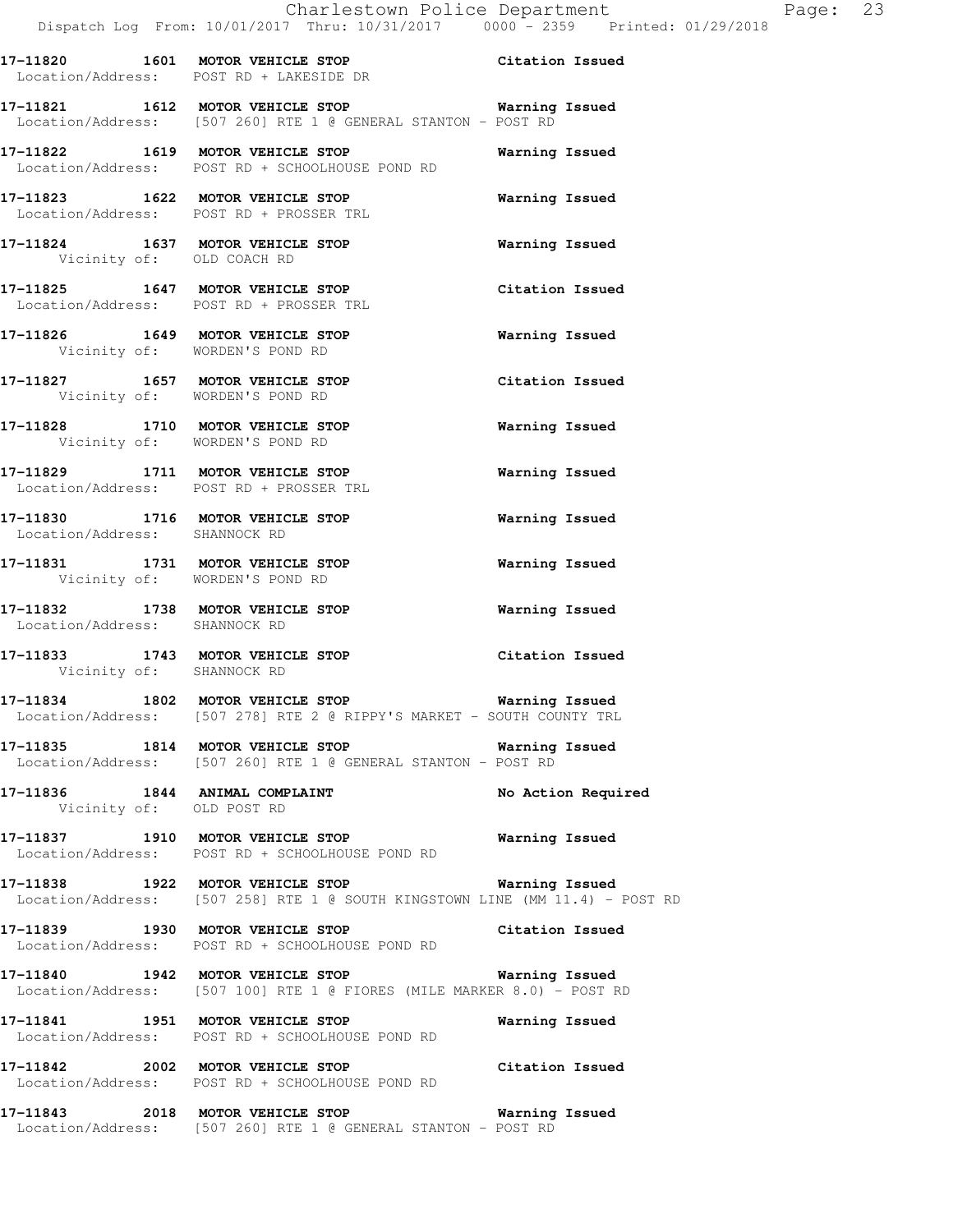**17-11820 1601 MOTOR VEHICLE STOP** Citation Issued
Location/Address: POST RD + LAKESIDE DR

**17-11821 1612 MOTOR VEHICLE STOP** Warning Issued
Location/Address: [507 260] RTE 1 @ GENERAL STANTON - POST RD

**17-11822 1619 MOTOR VEHICLE STOP** Warning Issued
Location/Address: POST RD + SCHOOLHOUSE POND RD

**17-11823 1622 MOTOR VEHICLE STOP** Warning Issued
Location/Address: POST RD + PROSSER TRL

**17-11824 1637 MOTOR VEHICLE STOP** Warning Issued
Vicinity of: OLD COACH RD

**17-11825 1647 MOTOR VEHICLE STOP** Citation Issued
Location/Address: POST RD + PROSSER TRL

**17-11826 1649 MOTOR VEHICLE STOP** Warning Issued
Vicinity of: WORDEN'S POND RD

**17-11827 1657 MOTOR VEHICLE STOP** Citation Issued
Vicinity of: WORDEN'S POND RD

**17-11828 1710 MOTOR VEHICLE STOP** Warning Issued
Vicinity of: WORDEN'S POND RD

**17-11829 1711 MOTOR VEHICLE STOP** Warning Issued
Location/Address: POST RD + PROSSER TRL

**17-11830 1716 MOTOR VEHICLE STOP** Warning Issued
Location/Address: SHANNOCK RD

**17-11831 1731 MOTOR VEHICLE STOP** Warning Issued
Vicinity of: WORDEN'S POND RD

**17-11832 1738 MOTOR VEHICLE STOP** Warning Issued
Location/Address: SHANNOCK RD

**17-11833 1743 MOTOR VEHICLE STOP** Citation Issued
Vicinity of: SHANNOCK RD

**17-11834 1802 MOTOR VEHICLE STOP** Warning Issued
Location/Address: [507 278] RTE 2 @ RIPPY'S MARKET - SOUTH COUNTY TRL

**17-11835 1814 MOTOR VEHICLE STOP** Warning Issued
Location/Address: [507 260] RTE 1 @ GENERAL STANTON - POST RD

**17-11836 1844 ANIMAL COMPLAINT** No Action Required
Vicinity of: OLD POST RD

**17-11837 1910 MOTOR VEHICLE STOP** Warning Issued
Location/Address: POST RD + SCHOOLHOUSE POND RD

**17-11838 1922 MOTOR VEHICLE STOP** Warning Issued
Location/Address: [507 258] RTE 1 @ SOUTH KINGSTOWN LINE (MM 11.4) - POST RD

**17-11839 1930 MOTOR VEHICLE STOP** Citation Issued
Location/Address: POST RD + SCHOOLHOUSE POND RD

**17-11840 1942 MOTOR VEHICLE STOP** Warning Issued
Location/Address: [507 100] RTE 1 @ FIORES (MILE MARKER 8.0) - POST RD

**17-11841 1951 MOTOR VEHICLE STOP** Warning Issued
Location/Address: POST RD + SCHOOLHOUSE POND RD

**17-11842 2002 MOTOR VEHICLE STOP** Citation Issued
Location/Address: POST RD + SCHOOLHOUSE POND RD

**17-11843 2018 MOTOR VEHICLE STOP** Warning Issued
Location/Address: [507 260] RTE 1 @ GENERAL STANTON - POST RD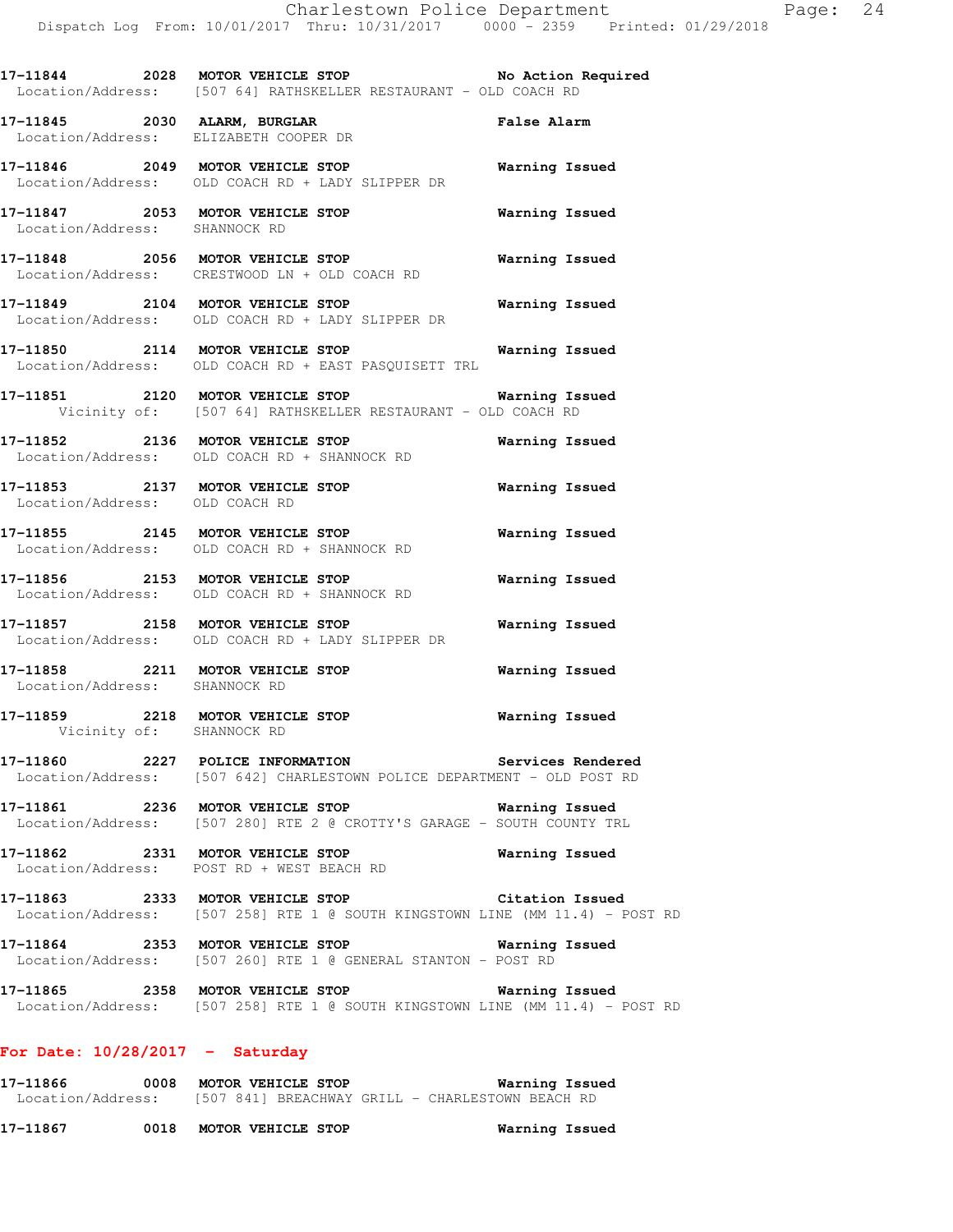**17-11844 2028 MOTOR VEHICLE STOP** **No Action Required**
Location/Address: [507 64] RATHSKELLER RESTAURANT - OLD COACH RD

**17-11845 2030 ALARM, BURGLAR** **False Alarm**
Location/Address: ELIZABETH COOPER DR

**17-11846 2049 MOTOR VEHICLE STOP** **Warning Issued**
Location/Address: OLD COACH RD + LADY SLIPPER DR

**17-11847 2053 MOTOR VEHICLE STOP** **Warning Issued**
Location/Address: SHANNOCK RD

**17-11848 2056 MOTOR VEHICLE STOP** **Warning Issued**
Location/Address: CRESTWOOD LN + OLD COACH RD

**17-11849 2104 MOTOR VEHICLE STOP** **Warning Issued**
Location/Address: OLD COACH RD + LADY SLIPPER DR

**17-11850 2114 MOTOR VEHICLE STOP** **Warning Issued**
Location/Address: OLD COACH RD + EAST PASQUISETT TRL

**17-11851 2120 MOTOR VEHICLE STOP** **Warning Issued**
Vicinity of: [507 64] RATHSKELLER RESTAURANT - OLD COACH RD

**17-11852 2136 MOTOR VEHICLE STOP** **Warning Issued**
Location/Address: OLD COACH RD + SHANNOCK RD

**17-11853 2137 MOTOR VEHICLE STOP** **Warning Issued**
Location/Address: OLD COACH RD

**17-11855 2145 MOTOR VEHICLE STOP** **Warning Issued**
Location/Address: OLD COACH RD + SHANNOCK RD

**17-11856 2153 MOTOR VEHICLE STOP** **Warning Issued**
Location/Address: OLD COACH RD + SHANNOCK RD

**17-11857 2158 MOTOR VEHICLE STOP** **Warning Issued**
Location/Address: OLD COACH RD + LADY SLIPPER DR

**17-11858 2211 MOTOR VEHICLE STOP** **Warning Issued**
Location/Address: SHANNOCK RD

**17-11859 2218 MOTOR VEHICLE STOP** **Warning Issued**
Vicinity of: SHANNOCK RD

**17-11860 2227 POLICE INFORMATION** **Services Rendered**
Location/Address: [507 642] CHARLESTOWN POLICE DEPARTMENT - OLD POST RD

**17-11861 2236 MOTOR VEHICLE STOP** **Warning Issued**
Location/Address: [507 280] RTE 2 @ CROTTY'S GARAGE - SOUTH COUNTY TRL

**17-11862 2331 MOTOR VEHICLE STOP** **Warning Issued**
Location/Address: POST RD + WEST BEACH RD

**17-11863 2333 MOTOR VEHICLE STOP** **Citation Issued**
Location/Address: [507 258] RTE 1 @ SOUTH KINGSTOWN LINE (MM 11.4) - POST RD

**17-11864 2353 MOTOR VEHICLE STOP** **Warning Issued**
Location/Address: [507 260] RTE 1 @ GENERAL STANTON - POST RD

**17-11865 2358 MOTOR VEHICLE STOP** **Warning Issued**
Location/Address: [507 258] RTE 1 @ SOUTH KINGSTOWN LINE (MM 11.4) - POST RD

## For Date: 10/28/2017 - Saturday

**17-11866 0008 MOTOR VEHICLE STOP** **Warning Issued**
Location/Address: [507 841] BREACHWAY GRILL - CHARLESTOWN BEACH RD

**17-11867 0018 MOTOR VEHICLE STOP** **Warning Issued**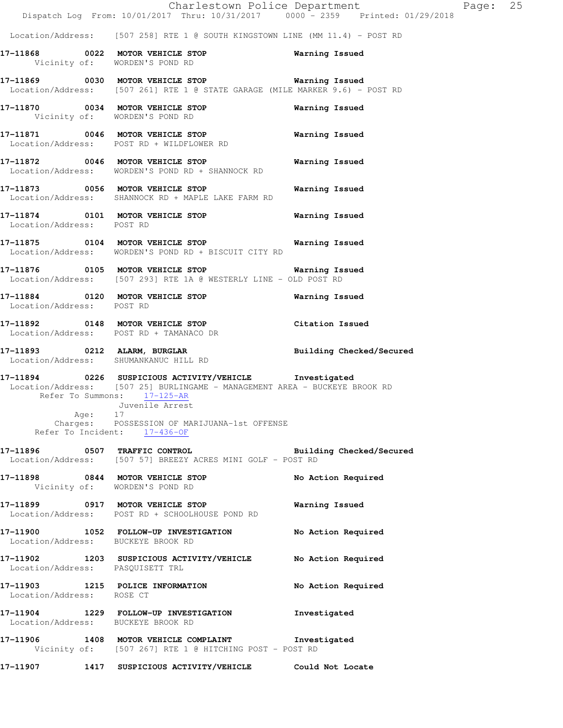Location/Address: [507 258] RTE 1 @ SOUTH KINGSTOWN LINE (MM 11.4) - POST RD

**17-11868 0022 MOTOR VEHICLE STOP** Warning Issued
Vicinity of: WORDEN'S POND RD

**17-11869 0030 MOTOR VEHICLE STOP** Warning Issued
Location/Address: [507 261] RTE 1 @ STATE GARAGE (MILE MARKER 9.6) - POST RD

**17-11870 0034 MOTOR VEHICLE STOP** Warning Issued
Vicinity of: WORDEN'S POND RD

**17-11871 0046 MOTOR VEHICLE STOP** Warning Issued
Location/Address: POST RD + WILDFLOWER RD

**17-11872 0046 MOTOR VEHICLE STOP** Warning Issued
Location/Address: WORDEN'S POND RD + SHANNOCK RD

**17-11873 0056 MOTOR VEHICLE STOP** Warning Issued
Location/Address: SHANNOCK RD + MAPLE LAKE FARM RD

**17-11874 0101 MOTOR VEHICLE STOP** Warning Issued
Location/Address: POST RD

**17-11875 0104 MOTOR VEHICLE STOP** Warning Issued
Location/Address: WORDEN'S POND RD + BISCUIT CITY RD

**17-11876 0105 MOTOR VEHICLE STOP** Warning Issued
Location/Address: [507 293] RTE 1A @ WESTERLY LINE - OLD POST RD

**17-11884 0120 MOTOR VEHICLE STOP** Warning Issued
Location/Address: POST RD

**17-11892 0148 MOTOR VEHICLE STOP** Citation Issued
Location/Address: POST RD + TAMANACO DR

**17-11893 0212 ALARM, BURGLAR** Building Checked/Secured
Location/Address: SHUMANKANUC HILL RD

**17-11894 0226 SUSPICIOUS ACTIVITY/VEHICLE** Investigated
Location/Address: [507 25] BURLINGAME - MANAGEMENT AREA - BUCKEYE BROOK RD
Refer To Summons: 17-125-AR
Juvenile Arrest
Age: 17
Charges: POSSESSION OF MARIJUANA-1st OFFENSE
Refer To Incident: 17-436-OF

**17-11896 0507 TRAFFIC CONTROL** Building Checked/Secured
Location/Address: [507 57] BREEZY ACRES MINI GOLF - POST RD

**17-11898 0844 MOTOR VEHICLE STOP** No Action Required
Vicinity of: WORDEN'S POND RD

**17-11899 0917 MOTOR VEHICLE STOP** Warning Issued
Location/Address: POST RD + SCHOOLHOUSE POND RD

**17-11900 1052 FOLLOW-UP INVESTIGATION** No Action Required
Location/Address: BUCKEYE BROOK RD

**17-11902 1203 SUSPICIOUS ACTIVITY/VEHICLE** No Action Required
Location/Address: PASQUISETT TRL

**17-11903 1215 POLICE INFORMATION** No Action Required
Location/Address: ROSE CT

**17-11904 1229 FOLLOW-UP INVESTIGATION** Investigated
Location/Address: BUCKEYE BROOK RD

**17-11906 1408 MOTOR VEHICLE COMPLAINT** Investigated
Vicinity of: [507 267] RTE 1 @ HITCHING POST - POST RD

**17-11907 1417 SUSPICIOUS ACTIVITY/VEHICLE** Could Not Locate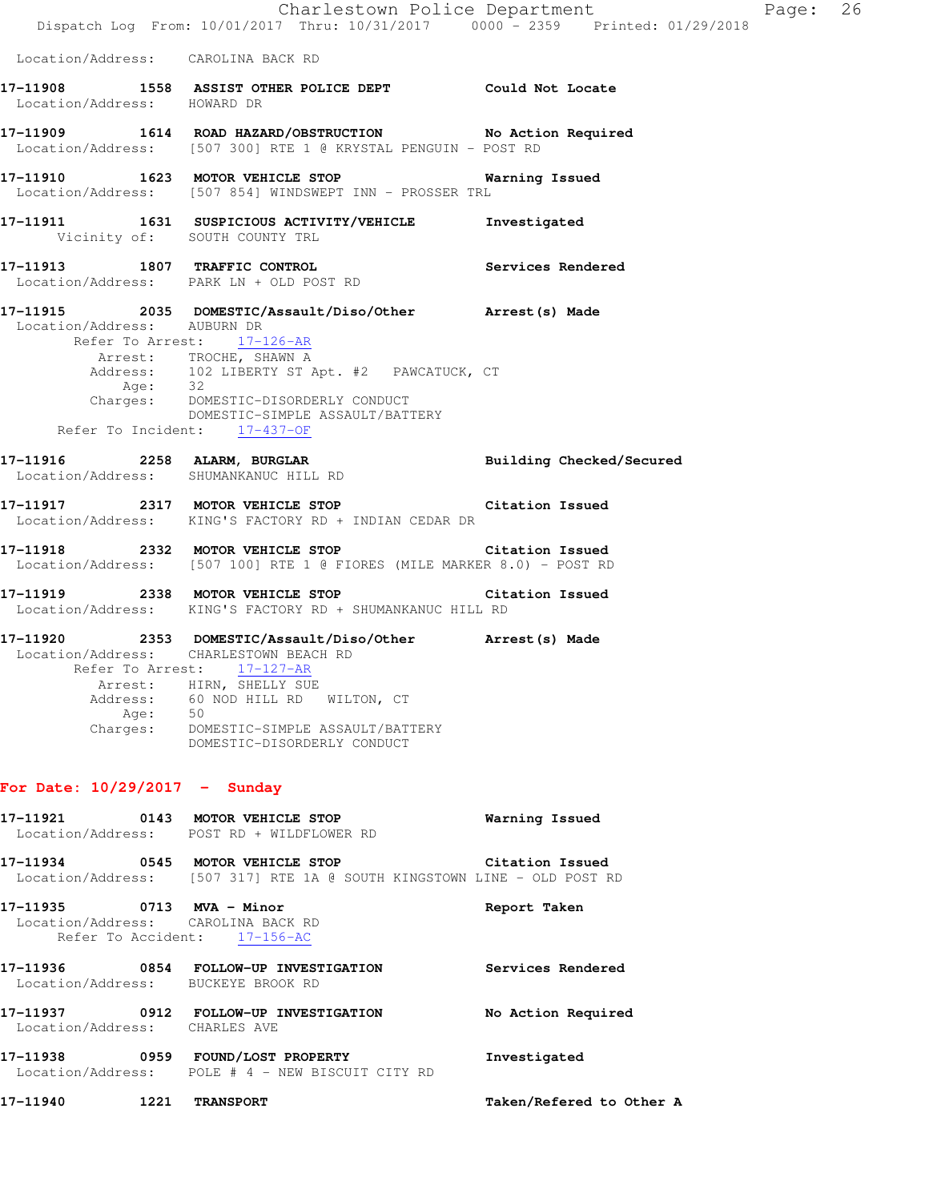Location/Address: CAROLINA BACK RD

**17-11908 1558 ASSIST OTHER POLICE DEPT** Could Not Locate
Location/Address: HOWARD DR

**17-11909 1614 ROAD HAZARD/OBSTRUCTION** No Action Required
Location/Address: [507 300] RTE 1 @ KRYSTAL PENGUIN - POST RD

**17-11910 1623 MOTOR VEHICLE STOP** Warning Issued
Location/Address: [507 854] WINDSWEPT INN - PROSSER TRL

**17-11911 1631 SUSPICIOUS ACTIVITY/VEHICLE** Investigated
Vicinity of: SOUTH COUNTY TRL

**17-11913 1807 TRAFFIC CONTROL** Services Rendered
Location/Address: PARK LN + OLD POST RD

**17-11915 2035 DOMESTIC/Assault/Diso/Other** Arrest(s) Made
Location/Address: AUBURN DR
Refer To Arrest: 17-126-AR
Arrest: TROCHE, SHAWN A
Address: 102 LIBERTY ST Apt. #2 PAWCATUCK, CT
Age: 32
Charges: DOMESTIC-DISORDERLY CONDUCT
DOMESTIC-SIMPLE ASSAULT/BATTERY
Refer To Incident: 17-437-OF

**17-11916 2258 ALARM, BURGLAR** Building Checked/Secured
Location/Address: SHUMANKANUC HILL RD

**17-11917 2317 MOTOR VEHICLE STOP** Citation Issued
Location/Address: KING'S FACTORY RD + INDIAN CEDAR DR

**17-11918 2332 MOTOR VEHICLE STOP** Citation Issued
Location/Address: [507 100] RTE 1 @ FIORES (MILE MARKER 8.0) - POST RD

**17-11919 2338 MOTOR VEHICLE STOP** Citation Issued
Location/Address: KING'S FACTORY RD + SHUMANKANUC HILL RD

**17-11920 2353 DOMESTIC/Assault/Diso/Other** Arrest(s) Made
Location/Address: CHARLESTOWN BEACH RD
Refer To Arrest: 17-127-AR
Arrest: HIRN, SHELLY SUE
Address: 60 NOD HILL RD WILTON, CT
Age: 50
Charges: DOMESTIC-SIMPLE ASSAULT/BATTERY
DOMESTIC-DISORDERLY CONDUCT

## For Date: 10/29/2017 - Sunday

**17-11921 0143 MOTOR VEHICLE STOP** Warning Issued
Location/Address: POST RD + WILDFLOWER RD

**17-11934 0545 MOTOR VEHICLE STOP** Citation Issued
Location/Address: [507 317] RTE 1A @ SOUTH KINGSTOWN LINE - OLD POST RD

**17-11935 0713 MVA - Minor** Report Taken
Location/Address: CAROLINA BACK RD
Refer To Accident: 17-156-AC

**17-11936 0854 FOLLOW-UP INVESTIGATION** Services Rendered
Location/Address: BUCKEYE BROOK RD

**17-11937 0912 FOLLOW-UP INVESTIGATION** No Action Required
Location/Address: CHARLES AVE

**17-11938 0959 FOUND/LOST PROPERTY** Investigated
Location/Address: POLE # 4 - NEW BISCUIT CITY RD

**17-11940 1221 TRANSPORT** Taken/Refered to Other A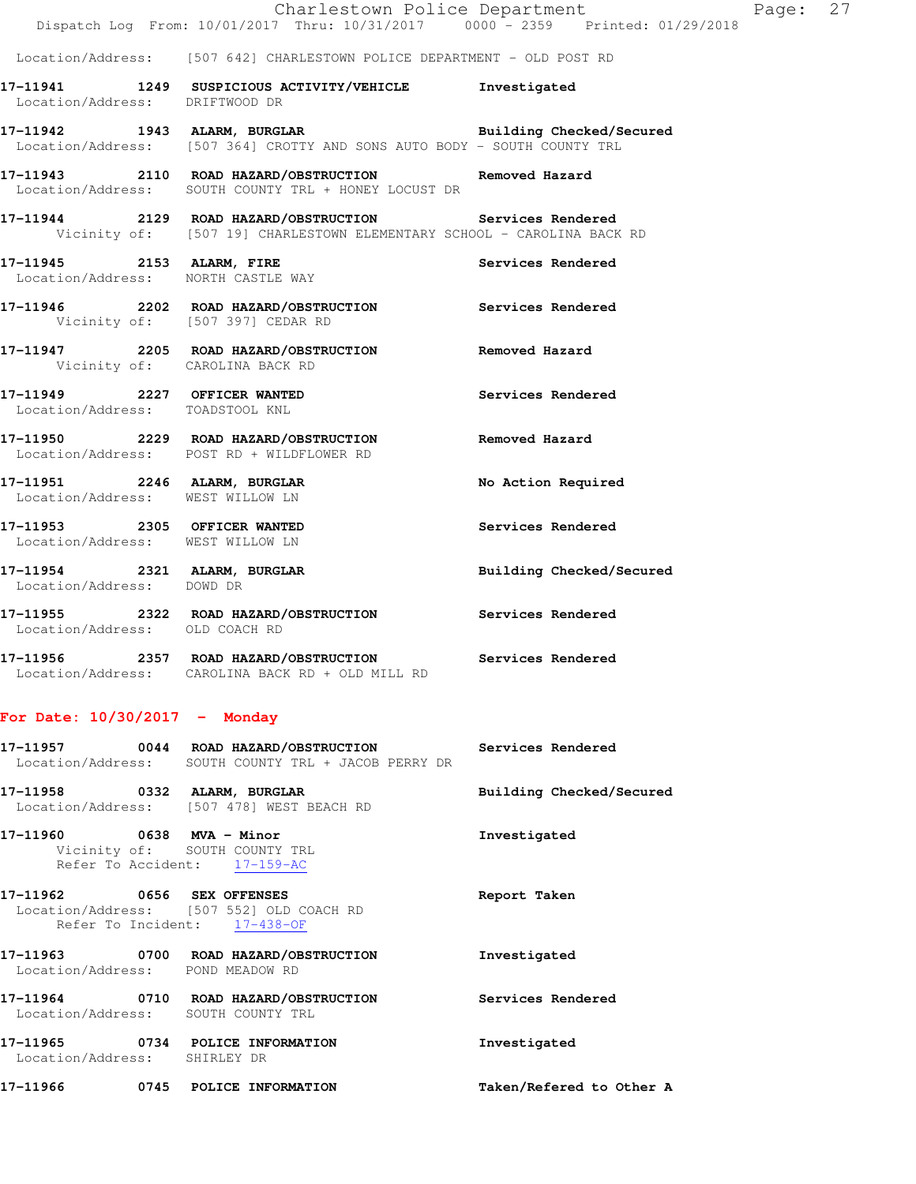Location/Address: [507 642] CHARLESTOWN POLICE DEPARTMENT - OLD POST RD

**17-11941 1249 SUSPICIOUS ACTIVITY/VEHICLE** Investigated
Location/Address: DRIFTWOOD DR

**17-11942 1943 ALARM, BURGLAR** Building Checked/Secured
Location/Address: [507 364] CROTTY AND SONS AUTO BODY - SOUTH COUNTY TRL

**17-11943 2110 ROAD HAZARD/OBSTRUCTION** Removed Hazard
Location/Address: SOUTH COUNTY TRL + HONEY LOCUST DR

**17-11944 2129 ROAD HAZARD/OBSTRUCTION** Services Rendered
Vicinity of: [507 19] CHARLESTOWN ELEMENTARY SCHOOL - CAROLINA BACK RD

**17-11945 2153 ALARM, FIRE** Services Rendered
Location/Address: NORTH CASTLE WAY

**17-11946 2202 ROAD HAZARD/OBSTRUCTION** Services Rendered
Vicinity of: [507 397] CEDAR RD

**17-11947 2205 ROAD HAZARD/OBSTRUCTION** Removed Hazard
Vicinity of: CAROLINA BACK RD

**17-11949 2227 OFFICER WANTED** Services Rendered
Location/Address: TOADSTOOL KNL

**17-11950 2229 ROAD HAZARD/OBSTRUCTION** Removed Hazard
Location/Address: POST RD + WILDFLOWER RD

**17-11951 2246 ALARM, BURGLAR** No Action Required
Location/Address: WEST WILLOW LN

**17-11953 2305 OFFICER WANTED** Services Rendered
Location/Address: WEST WILLOW LN

**17-11954 2321 ALARM, BURGLAR** Building Checked/Secured
Location/Address: DOWD DR

**17-11955 2322 ROAD HAZARD/OBSTRUCTION** Services Rendered
Location/Address: OLD COACH RD

**17-11956 2357 ROAD HAZARD/OBSTRUCTION** Services Rendered
Location/Address: CAROLINA BACK RD + OLD MILL RD

## For Date: 10/30/2017 - Monday

**17-11957 0044 ROAD HAZARD/OBSTRUCTION** Services Rendered
Location/Address: SOUTH COUNTY TRL + JACOB PERRY DR

**17-11958 0332 ALARM, BURGLAR** Building Checked/Secured
Location/Address: [507 478] WEST BEACH RD

**17-11960 0638 MVA - Minor** Investigated
Vicinity of: SOUTH COUNTY TRL
Refer To Accident: 17-159-AC

**17-11962 0656 SEX OFFENSES** Report Taken
Location/Address: [507 552] OLD COACH RD
Refer To Incident: 17-438-OF

**17-11963 0700 ROAD HAZARD/OBSTRUCTION** Investigated
Location/Address: POND MEADOW RD

**17-11964 0710 ROAD HAZARD/OBSTRUCTION** Services Rendered
Location/Address: SOUTH COUNTY TRL

**17-11965 0734 POLICE INFORMATION** Investigated
Location/Address: SHIRLEY DR

**17-11966 0745 POLICE INFORMATION** Taken/Refered to Other A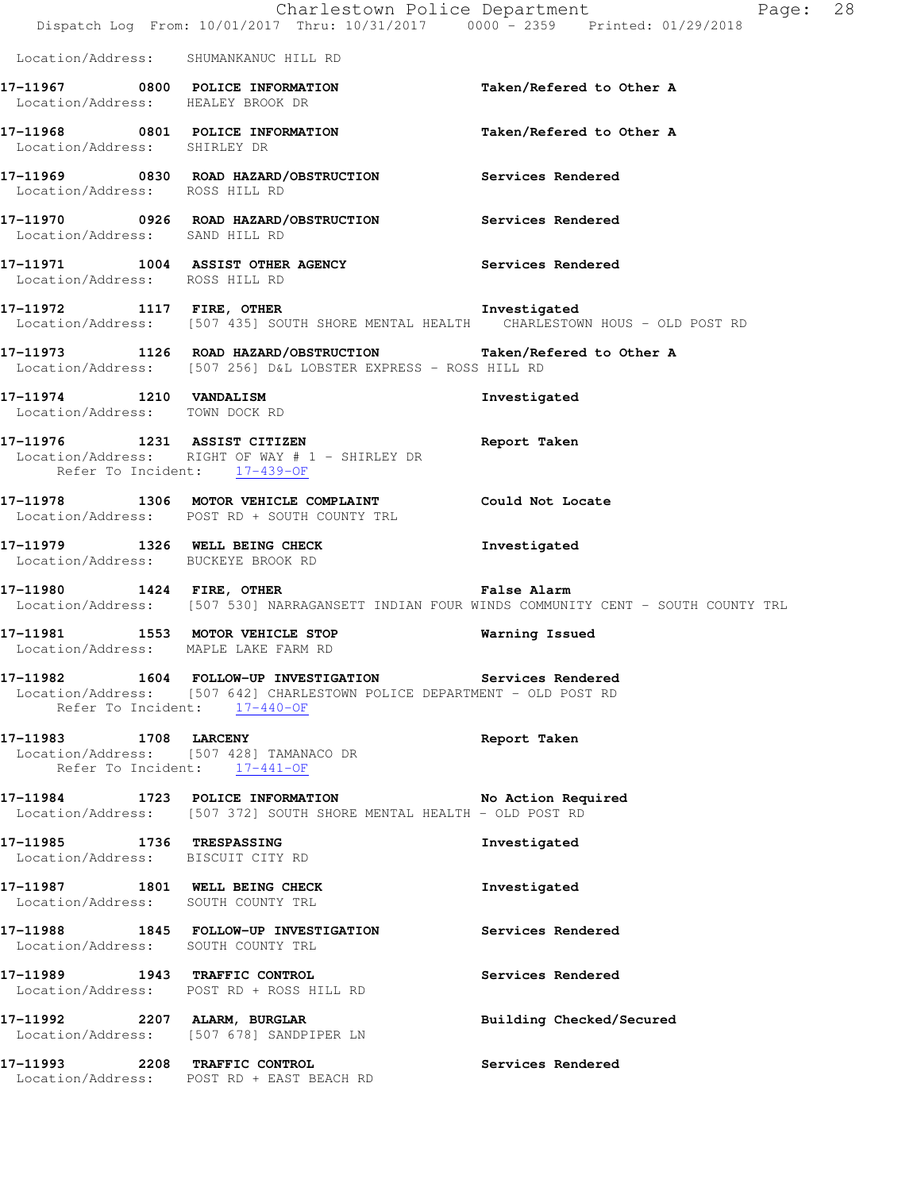Location/Address: SHUMANKANUC HILL RD

**17-11967 0800 POLICE INFORMATION** — Taken/Refered to Other A
Location/Address: HEALEY BROOK DR

**17-11968 0801 POLICE INFORMATION** — Taken/Refered to Other A
Location/Address: SHIRLEY DR

**17-11969 0830 ROAD HAZARD/OBSTRUCTION** — Services Rendered
Location/Address: ROSS HILL RD

**17-11970 0926 ROAD HAZARD/OBSTRUCTION** — Services Rendered
Location/Address: SAND HILL RD

**17-11971 1004 ASSIST OTHER AGENCY** — Services Rendered
Location/Address: ROSS HILL RD

**17-11972 1117 FIRE, OTHER** — Investigated
Location/Address: [507 435] SOUTH SHORE MENTAL HEALTH CHARLESTOWN HOUS - OLD POST RD

**17-11973 1126 ROAD HAZARD/OBSTRUCTION** — Taken/Refered to Other A
Location/Address: [507 256] D&L LOBSTER EXPRESS - ROSS HILL RD

**17-11974 1210 VANDALISM** — Investigated
Location/Address: TOWN DOCK RD

**17-11976 1231 ASSIST CITIZEN** — Report Taken
Location/Address: RIGHT OF WAY # 1 - SHIRLEY DR
Refer To Incident: 17-439-OF

**17-11978 1306 MOTOR VEHICLE COMPLAINT** — Could Not Locate
Location/Address: POST RD + SOUTH COUNTY TRL

**17-11979 1326 WELL BEING CHECK** — Investigated
Location/Address: BUCKEYE BROOK RD

**17-11980 1424 FIRE, OTHER** — False Alarm
Location/Address: [507 530] NARRAGANSETT INDIAN FOUR WINDS COMMUNITY CENT - SOUTH COUNTY TRL

**17-11981 1553 MOTOR VEHICLE STOP** — Warning Issued
Location/Address: MAPLE LAKE FARM RD

**17-11982 1604 FOLLOW-UP INVESTIGATION** — Services Rendered
Location/Address: [507 642] CHARLESTOWN POLICE DEPARTMENT - OLD POST RD
Refer To Incident: 17-440-OF

**17-11983 1708 LARCENY** — Report Taken
Location/Address: [507 428] TAMANACO DR
Refer To Incident: 17-441-OF

**17-11984 1723 POLICE INFORMATION** — No Action Required
Location/Address: [507 372] SOUTH SHORE MENTAL HEALTH - OLD POST RD

**17-11985 1736 TRESPASSING** — Investigated
Location/Address: BISCUIT CITY RD

**17-11987 1801 WELL BEING CHECK** — Investigated
Location/Address: SOUTH COUNTY TRL

**17-11988 1845 FOLLOW-UP INVESTIGATION** — Services Rendered
Location/Address: SOUTH COUNTY TRL

**17-11989 1943 TRAFFIC CONTROL** — Services Rendered
Location/Address: POST RD + ROSS HILL RD

**17-11992 2207 ALARM, BURGLAR** — Building Checked/Secured
Location/Address: [507 678] SANDPIPER LN

**17-11993 2208 TRAFFIC CONTROL** — Services Rendered
Location/Address: POST RD + EAST BEACH RD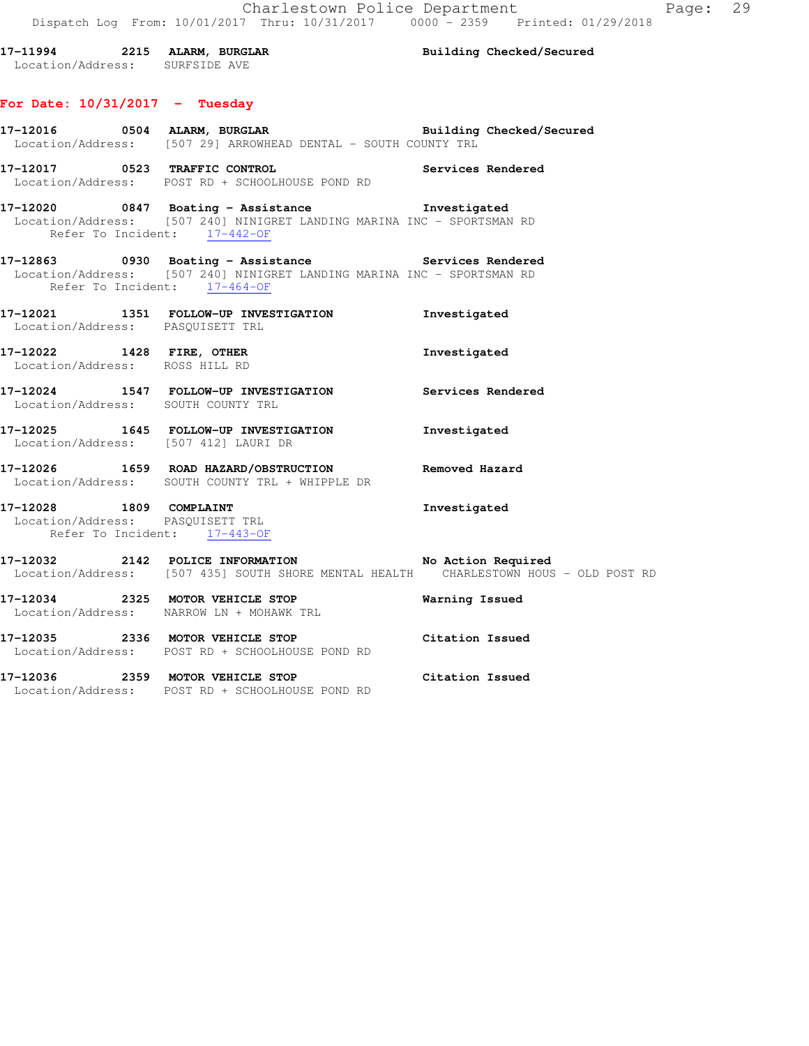**17-11994 2215 ALARM, BURGLAR** Building Checked/Secured
Location/Address: SURFSIDE AVE

## For Date: 10/31/2017 - Tuesday

**17-12016 0504 ALARM, BURGLAR** Building Checked/Secured
Location/Address: [507 29] ARROWHEAD DENTAL - SOUTH COUNTY TRL

**17-12017 0523 TRAFFIC CONTROL** Services Rendered
Location/Address: POST RD + SCHOOLHOUSE POND RD

**17-12020 0847 Boating - Assistance** Investigated
Location/Address: [507 240] NINIGRET LANDING MARINA INC - SPORTSMAN RD
Refer To Incident: 17-442-OF

**17-12863 0930 Boating - Assistance** Services Rendered
Location/Address: [507 240] NINIGRET LANDING MARINA INC - SPORTSMAN RD
Refer To Incident: 17-464-OF

**17-12021 1351 FOLLOW-UP INVESTIGATION** Investigated
Location/Address: PASQUISETT TRL

**17-12022 1428 FIRE, OTHER** Investigated
Location/Address: ROSS HILL RD

**17-12024 1547 FOLLOW-UP INVESTIGATION** Services Rendered
Location/Address: SOUTH COUNTY TRL

**17-12025 1645 FOLLOW-UP INVESTIGATION** Investigated
Location/Address: [507 412] LAURI DR

**17-12026 1659 ROAD HAZARD/OBSTRUCTION** Removed Hazard
Location/Address: SOUTH COUNTY TRL + WHIPPLE DR

**17-12028 1809 COMPLAINT** Investigated
Location/Address: PASQUISETT TRL
Refer To Incident: 17-443-OF

**17-12032 2142 POLICE INFORMATION** No Action Required
Location/Address: [507 435] SOUTH SHORE MENTAL HEALTH CHARLESTOWN HOUS - OLD POST RD

**17-12034 2325 MOTOR VEHICLE STOP** Warning Issued
Location/Address: NARROW LN + MOHAWK TRL

**17-12035 2336 MOTOR VEHICLE STOP** Citation Issued
Location/Address: POST RD + SCHOOLHOUSE POND RD

**17-12036 2359 MOTOR VEHICLE STOP** Citation Issued
Location/Address: POST RD + SCHOOLHOUSE POND RD